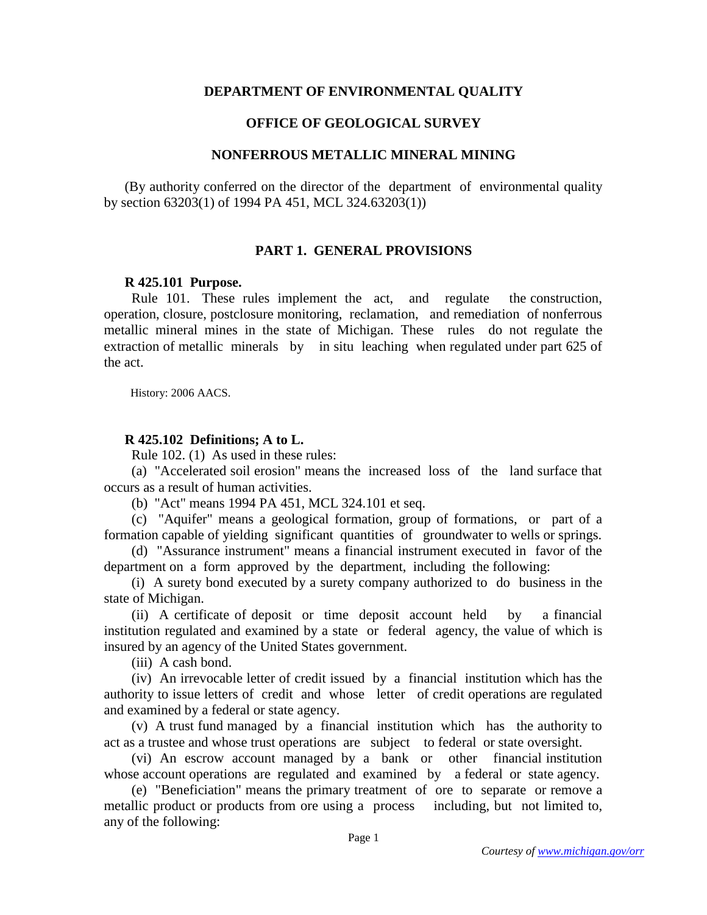# DEPARTMENT OF ENVIRONMENTAL QUALITY

## OFFICE OF GEOLOGICAL SURVEY

## NONFERROUS METALLIC MINERAL MINING

(By authority conferred on the director of the department of environmental quality by section 63203(1) of 1994 PA 451, MCL 324.63203(1))

### PART 1. GENERAL PROVISIONS

**R 425.101 Purpose.**

Rule 101. These rules implement the act, and regulate the construction, operation, closure, postclosure monitoring, reclamation, and remediation of nonferrous metallic mineral mines in the state of Michigan. These rules do not regulate the extraction of metallic minerals by in situ leaching when regulated under part 625 of the act.

History: 2006 AACS.

**R 425.102 Definitions; A to L.**

Rule 102. (1) As used in these rules:

(a) "Accelerated soil erosion" means the increased loss of the land surface that occurs as a result of human activities.

(b) "Act" means 1994 PA 451, MCL 324.101 et seq.

(c) "Aquifer" means a geological formation, group of formations, or part of a formation capable of yielding significant quantities of groundwater to wells or springs.

(d) "Assurance instrument" means a financial instrument executed in favor of the department on a form approved by the department, including the following:

(i) A surety bond executed by a surety company authorized to do business in the state of Michigan.

(ii) A certificate of deposit or time deposit account held by a financial institution regulated and examined by a state or federal agency, the value of which is insured by an agency of the United States government.

(iii) A cash bond.

(iv) An irrevocable letter of credit issued by a financial institution which has the authority to issue letters of credit and whose letter of credit operations are regulated and examined by a federal or state agency.

(v) A trust fund managed by a financial institution which has the authority to act as a trustee and whose trust operations are subject to federal or state oversight.

(vi) An escrow account managed by a bank or other financial institution whose account operations are regulated and examined by a federal or state agency.

(e) "Beneficiation" means the primary treatment of ore to separate or remove a metallic product or products from ore using a process including, but not limited to, any of the following: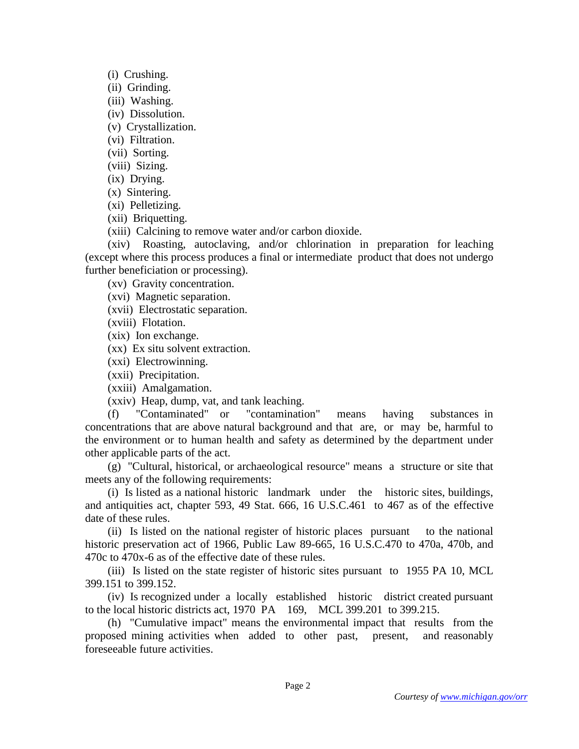(i) Crushing.

(ii) Grinding.

(iii) Washing.

(iv) Dissolution.

(v) Crystallization.

(vi) Filtration.

(vii) Sorting.

(viii) Sizing.

(ix) Drying.

(x) Sintering.

(xi) Pelletizing.

(xii) Briquetting.

(xiii) Calcining to remove water and/or carbon dioxide.

(xiv) Roasting, autoclaving, and/or chlorination in preparation for leaching (except where this process produces a final or intermediate product that does not undergo further beneficiation or processing).

(xv) Gravity concentration.

(xvi) Magnetic separation.

(xvii) Electrostatic separation.

(xviii) Flotation.

(xix) Ion exchange.

(xx) Ex situ solvent extraction.

(xxi) Electrowinning.

(xxii) Precipitation.

(xxiii) Amalgamation.

(xxiv) Heap, dump, vat, and tank leaching.

(f) "Contaminated" or "contamination" means having substances in concentrations that are above natural background and that are, or may be, harmful to the environment or to human health and safety as determined by the department under other applicable parts of the act.

(g) "Cultural, historical, or archaeological resource" means a structure or site that meets any of the following requirements:

(i) Is listed as a national historic landmark under the historic sites, buildings, and antiquities act, chapter 593, 49 Stat. 666, 16 U.S.C.461 to 467 as of the effective date of these rules.

(ii) Is listed on the national register of historic places pursuant to the national historic preservation act of 1966, Public Law 89-665, 16 U.S.C.470 to 470a, 470b, and 470c to 470x-6 as of the effective date of these rules.

(iii) Is listed on the state register of historic sites pursuant to 1955 PA 10, MCL 399.151 to 399.152.

(iv) Is recognized under a locally established historic district created pursuant to the local historic districts act, 1970 PA 169, MCL 399.201 to 399.215.

(h) "Cumulative impact" means the environmental impact that results from the proposed mining activities when added to other past, present, and reasonably foreseeable future activities.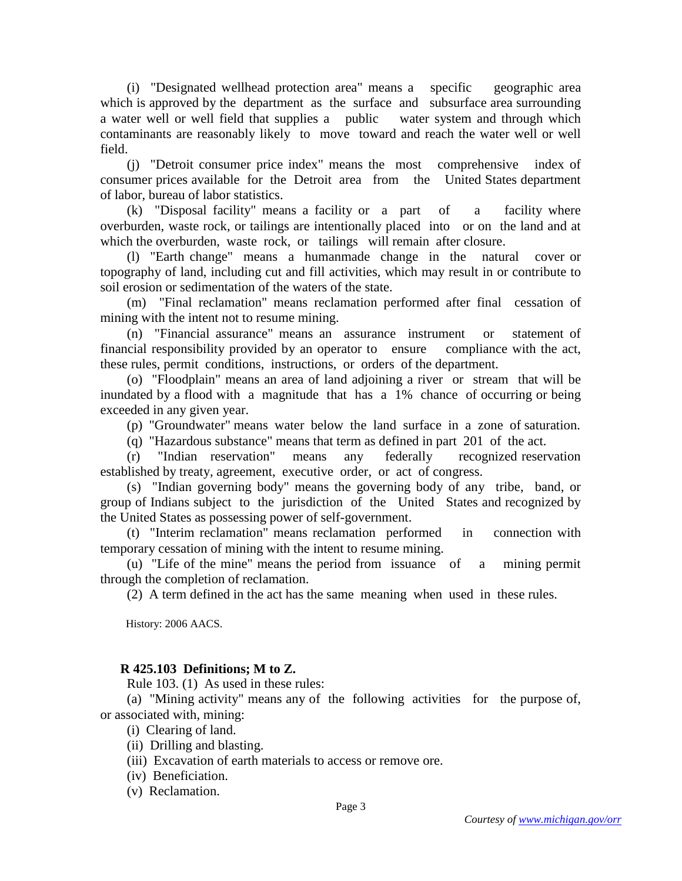(i) "Designated wellhead protection area" means a specific geographic area which is approved by the department as the surface and subsurface area surrounding a water well or well field that supplies a public water system and through which contaminants are reasonably likely to move toward and reach the water well or well field.

(j) "Detroit consumer price index" means the most comprehensive index of consumer prices available for the Detroit area from the United States department of labor, bureau of labor statistics.

(k) "Disposal facility" means a facility or a part of a facility where overburden, waste rock, or tailings are intentionally placed into or on the land and at which the overburden, waste rock, or tailings will remain after closure.

(l) "Earth change" means a humanmade change in the natural cover or topography of land, including cut and fill activities, which may result in or contribute to soil erosion or sedimentation of the waters of the state.

(m) "Final reclamation" means reclamation performed after final cessation of mining with the intent not to resume mining.

(n) "Financial assurance" means an assurance instrument or statement of financial responsibility provided by an operator to ensure compliance with the act, these rules, permit conditions, instructions, or orders of the department.

(o) "Floodplain" means an area of land adjoining a river or stream that will be inundated by a flood with a magnitude that has a 1% chance of occurring or being exceeded in any given year.

(p) "Groundwater" means water below the land surface in a zone of saturation.

(q) "Hazardous substance" means that term as defined in part 201 of the act.

(r) "Indian reservation" means any federally recognized reservation established by treaty, agreement, executive order, or act of congress.

(s) "Indian governing body" means the governing body of any tribe, band, or group of Indians subject to the jurisdiction of the United States and recognized by the United States as possessing power of self-government.

(t) "Interim reclamation" means reclamation performed in connection with temporary cessation of mining with the intent to resume mining.

(u) "Life of the mine" means the period from issuance of a mining permit through the completion of reclamation.

(2) A term defined in the act has the same meaning when used in these rules.

History: 2006 AACS.

**R 425.103 Definitions; M to Z.**

Rule 103. (1) As used in these rules:

(a) "Mining activity" means any of the following activities for the purpose of, or associated with, mining:

(i) Clearing of land.

(ii) Drilling and blasting.

(iii) Excavation of earth materials to access or remove ore.

(iv) Beneficiation.

(v) Reclamation.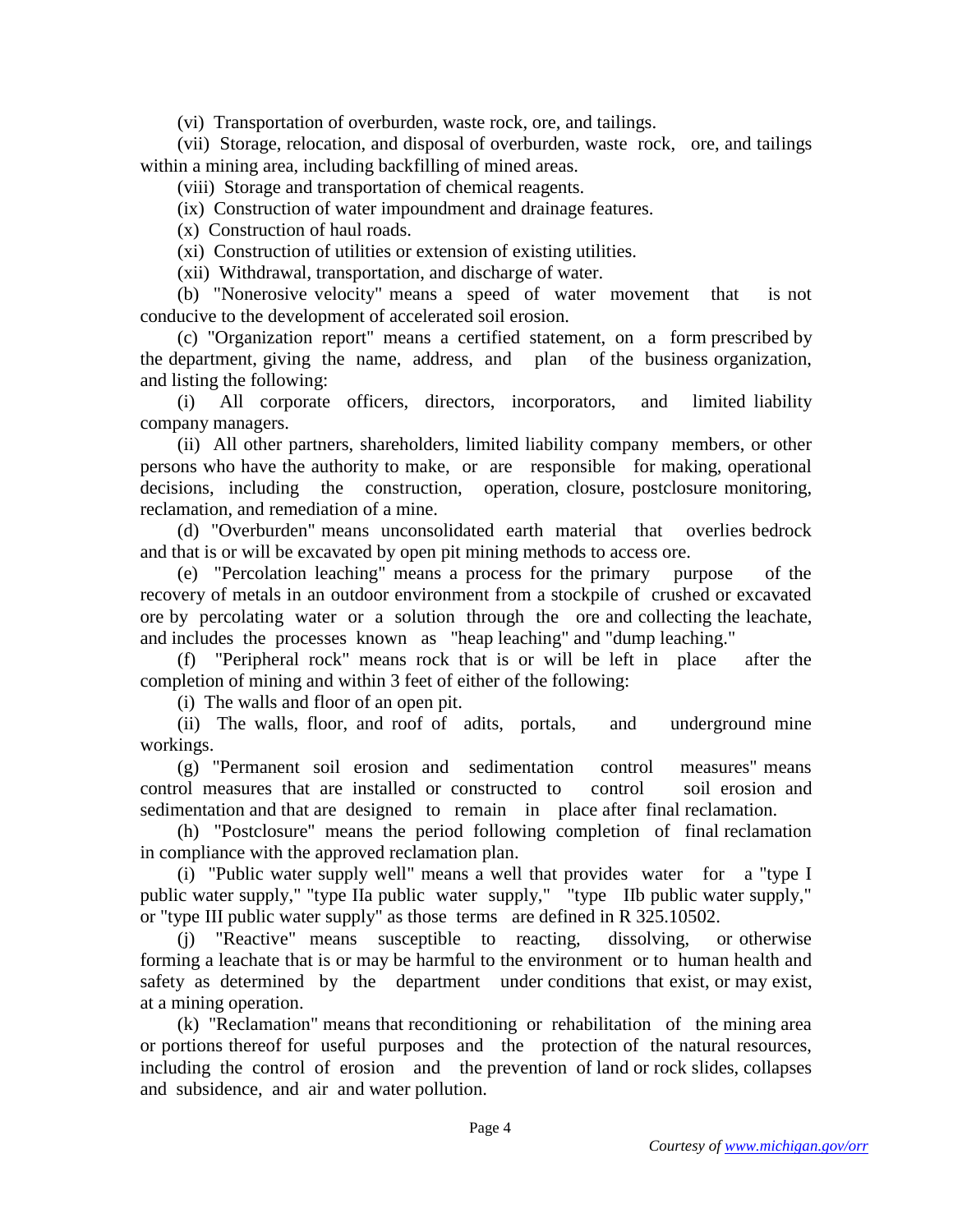(vi) Transportation of overburden, waste rock, ore, and tailings.

(vii) Storage, relocation, and disposal of overburden, waste rock, ore, and tailings within a mining area, including backfilling of mined areas.

(viii) Storage and transportation of chemical reagents.

(ix) Construction of water impoundment and drainage features.

(x) Construction of haul roads.

(xi) Construction of utilities or extension of existing utilities.

(xii) Withdrawal, transportation, and discharge of water.

(b) "Nonerosive velocity" means a speed of water movement that is not conducive to the development of accelerated soil erosion.

(c) "Organization report" means a certified statement, on a form prescribed by the department, giving the name, address, and plan of the business organization, and listing the following:

(i) All corporate officers, directors, incorporators, and limited liability company managers.

(ii) All other partners, shareholders, limited liability company members, or other persons who have the authority to make, or are responsible for making, operational decisions, including the construction, operation, closure, postclosure monitoring, reclamation, and remediation of a mine.

(d) "Overburden" means unconsolidated earth material that overlies bedrock and that is or will be excavated by open pit mining methods to access ore.

(e) "Percolation leaching" means a process for the primary purpose of the recovery of metals in an outdoor environment from a stockpile of crushed or excavated ore by percolating water or a solution through the ore and collecting the leachate, and includes the processes known as "heap leaching" and "dump leaching."

(f) "Peripheral rock" means rock that is or will be left in place after the completion of mining and within 3 feet of either of the following:

(i) The walls and floor of an open pit.

(ii) The walls, floor, and roof of adits, portals, and underground mine workings.

(g) "Permanent soil erosion and sedimentation control measures" means control measures that are installed or constructed to control soil erosion and sedimentation and that are designed to remain in place after final reclamation.

(h) "Postclosure" means the period following completion of final reclamation in compliance with the approved reclamation plan.

(i) "Public water supply well" means a well that provides water for a "type I public water supply," "type IIa public water supply," "type IIb public water supply," or "type III public water supply" as those terms are defined in R 325.10502.

(j) "Reactive" means susceptible to reacting, dissolving, or otherwise forming a leachate that is or may be harmful to the environment or to human health and safety as determined by the department under conditions that exist, or may exist, at a mining operation.

(k) "Reclamation" means that reconditioning or rehabilitation of the mining area or portions thereof for useful purposes and the protection of the natural resources, including the control of erosion and the prevention of land or rock slides, collapses and subsidence, and air and water pollution.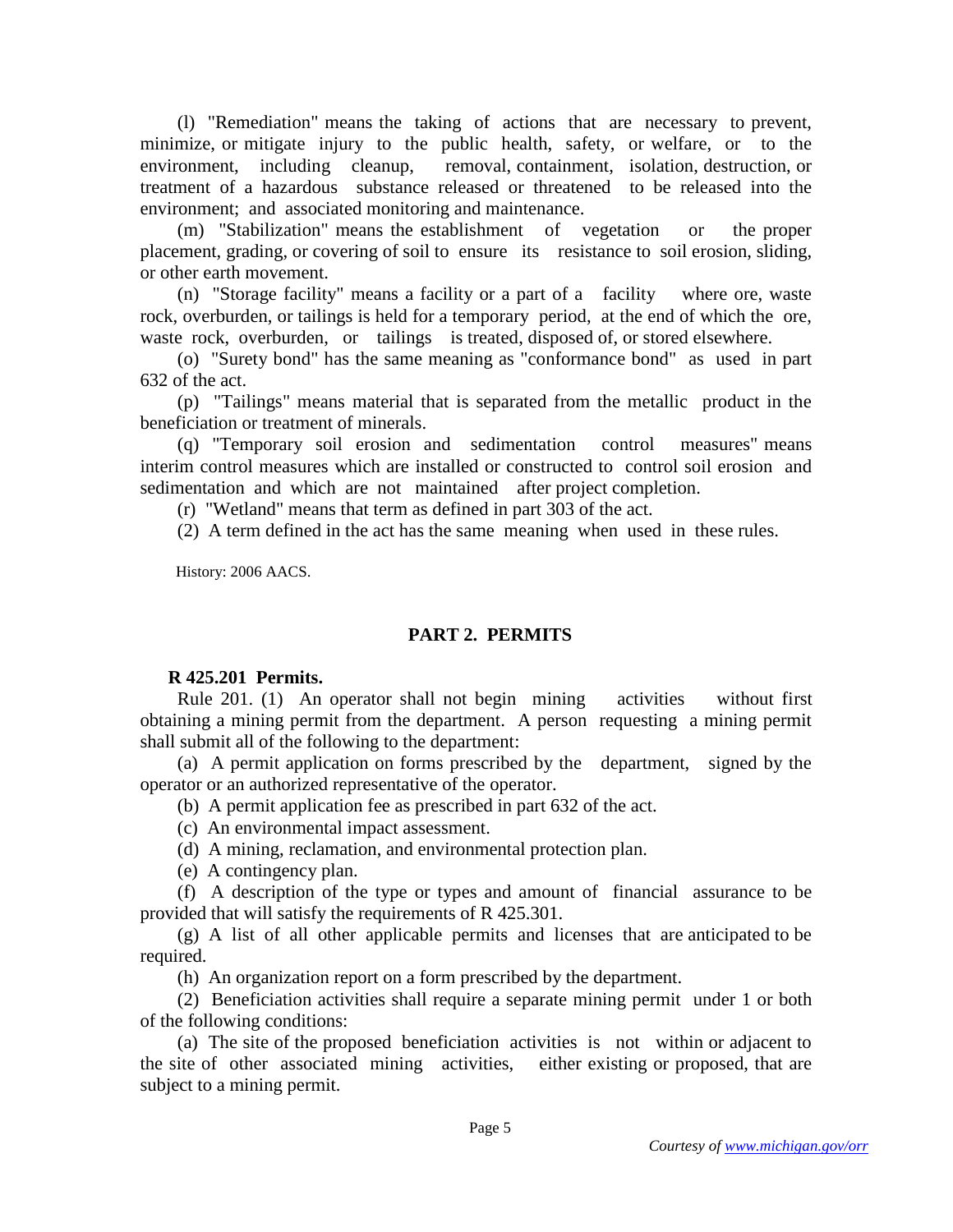(l) "Remediation" means the taking of actions that are necessary to prevent, minimize, or mitigate injury to the public health, safety, or welfare, or to the environment, including cleanup, removal, containment, isolation, destruction, or treatment of a hazardous substance released or threatened to be released into the environment; and associated monitoring and maintenance.

(m) "Stabilization" means the establishment of vegetation or the proper placement, grading, or covering of soil to ensure its resistance to soil erosion, sliding, or other earth movement.

(n) "Storage facility" means a facility or a part of a facility where ore, waste rock, overburden, or tailings is held for a temporary period, at the end of which the ore, waste rock, overburden, or tailings is treated, disposed of, or stored elsewhere.

(o) "Surety bond" has the same meaning as "conformance bond" as used in part 632 of the act.

(p) "Tailings" means material that is separated from the metallic product in the beneficiation or treatment of minerals.

(q) "Temporary soil erosion and sedimentation control measures" means interim control measures which are installed or constructed to control soil erosion and sedimentation and which are not maintained after project completion.

(r) "Wetland" means that term as defined in part 303 of the act.

(2) A term defined in the act has the same meaning when used in these rules.

History: 2006 AACS.

## PART 2. PERMITS

**R 425.201 Permits.**

Rule 201. (1) An operator shall not begin mining activities without first obtaining a mining permit from the department. A person requesting a mining permit shall submit all of the following to the department:

(a) A permit application on forms prescribed by the department, signed by the operator or an authorized representative of the operator.

(b) A permit application fee as prescribed in part 632 of the act.

(c) An environmental impact assessment.

(d) A mining, reclamation, and environmental protection plan.

(e) A contingency plan.

(f) A description of the type or types and amount of financial assurance to be provided that will satisfy the requirements of R 425.301.

(g) A list of all other applicable permits and licenses that are anticipated to be required.

(h) An organization report on a form prescribed by the department.

(2) Beneficiation activities shall require a separate mining permit under 1 or both of the following conditions:

(a) The site of the proposed beneficiation activities is not within or adjacent to the site of other associated mining activities, either existing or proposed, that are subject to a mining permit.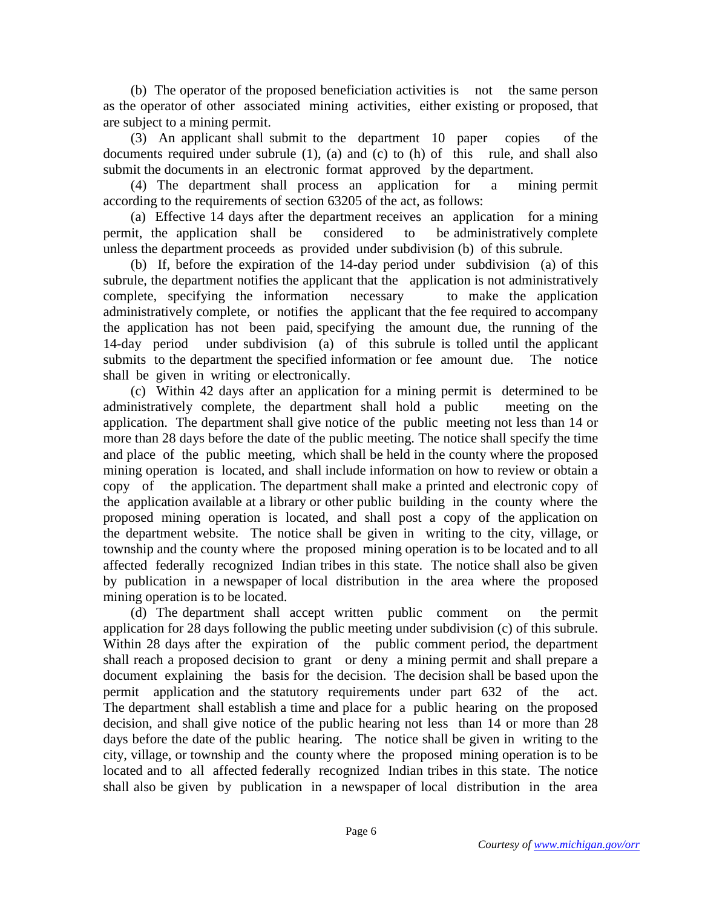(b) The operator of the proposed beneficiation activities is not the same person as the operator of other associated mining activities, either existing or proposed, that are subject to a mining permit.

(3) An applicant shall submit to the department 10 paper copies of the documents required under subrule (1), (a) and (c) to (h) of this rule, and shall also submit the documents in an electronic format approved by the department.

(4) The department shall process an application for a mining permit according to the requirements of section 63205 of the act, as follows:

(a) Effective 14 days after the department receives an application for a mining permit, the application shall be considered to be administratively complete unless the department proceeds as provided under subdivision (b) of this subrule.

(b) If, before the expiration of the 14-day period under subdivision (a) of this subrule, the department notifies the applicant that the application is not administratively complete, specifying the information necessary to make the application administratively complete, or notifies the applicant that the fee required to accompany the application has not been paid, specifying the amount due, the running of the 14-day period under subdivision (a) of this subrule is tolled until the applicant submits to the department the specified information or fee amount due. The notice shall be given in writing or electronically.

(c) Within 42 days after an application for a mining permit is determined to be administratively complete, the department shall hold a public meeting on the application. The department shall give notice of the public meeting not less than 14 or more than 28 days before the date of the public meeting. The notice shall specify the time and place of the public meeting, which shall be held in the county where the proposed mining operation is located, and shall include information on how to review or obtain a copy of the application. The department shall make a printed and electronic copy of the application available at a library or other public building in the county where the proposed mining operation is located, and shall post a copy of the application on the department website. The notice shall be given in writing to the city, village, or township and the county where the proposed mining operation is to be located and to all affected federally recognized Indian tribes in this state. The notice shall also be given by publication in a newspaper of local distribution in the area where the proposed mining operation is to be located.

(d) The department shall accept written public comment on the permit application for 28 days following the public meeting under subdivision (c) of this subrule. Within 28 days after the expiration of the public comment period, the department shall reach a proposed decision to grant or deny a mining permit and shall prepare a document explaining the basis for the decision. The decision shall be based upon the permit application and the statutory requirements under part 632 of the act. The department shall establish a time and place for a public hearing on the proposed decision, and shall give notice of the public hearing not less than 14 or more than 28 days before the date of the public hearing. The notice shall be given in writing to the city, village, or township and the county where the proposed mining operation is to be located and to all affected federally recognized Indian tribes in this state. The notice shall also be given by publication in a newspaper of local distribution in the area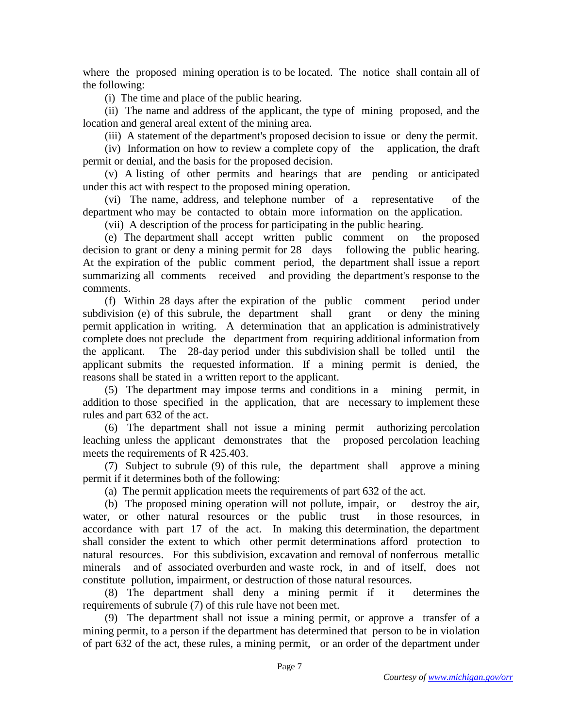where the proposed mining operation is to be located. The notice shall contain all of the following:

(i) The time and place of the public hearing.

(ii) The name and address of the applicant, the type of mining proposed, and the location and general areal extent of the mining area.

(iii) A statement of the department's proposed decision to issue or deny the permit.

(iv) Information on how to review a complete copy of the application, the draft permit or denial, and the basis for the proposed decision.

(v) A listing of other permits and hearings that are pending or anticipated under this act with respect to the proposed mining operation.

(vi) The name, address, and telephone number of a representative of the department who may be contacted to obtain more information on the application.

(vii) A description of the process for participating in the public hearing.

(e) The department shall accept written public comment on the proposed decision to grant or deny a mining permit for 28 days following the public hearing. At the expiration of the public comment period, the department shall issue a report summarizing all comments received and providing the department's response to the comments.

(f) Within 28 days after the expiration of the public comment period under subdivision (e) of this subrule, the department shall grant or deny the mining permit application in writing. A determination that an application is administratively complete does not preclude the department from requiring additional information from the applicant. The 28-day period under this subdivision shall be tolled until the applicant submits the requested information. If a mining permit is denied, the reasons shall be stated in a written report to the applicant.

(5) The department may impose terms and conditions in a mining permit, in addition to those specified in the application, that are necessary to implement these rules and part 632 of the act.

(6) The department shall not issue a mining permit authorizing percolation leaching unless the applicant demonstrates that the proposed percolation leaching meets the requirements of R 425.403.

(7) Subject to subrule (9) of this rule, the department shall approve a mining permit if it determines both of the following:

(a) The permit application meets the requirements of part 632 of the act.

(b) The proposed mining operation will not pollute, impair, or destroy the air, water, or other natural resources or the public trust in those resources, in accordance with part 17 of the act. In making this determination, the department shall consider the extent to which other permit determinations afford protection to natural resources. For this subdivision, excavation and removal of nonferrous metallic minerals and of associated overburden and waste rock, in and of itself, does not constitute pollution, impairment, or destruction of those natural resources.

(8) The department shall deny a mining permit if it determines the requirements of subrule (7) of this rule have not been met.

(9) The department shall not issue a mining permit, or approve a transfer of a mining permit, to a person if the department has determined that person to be in violation of part 632 of the act, these rules, a mining permit, or an order of the department under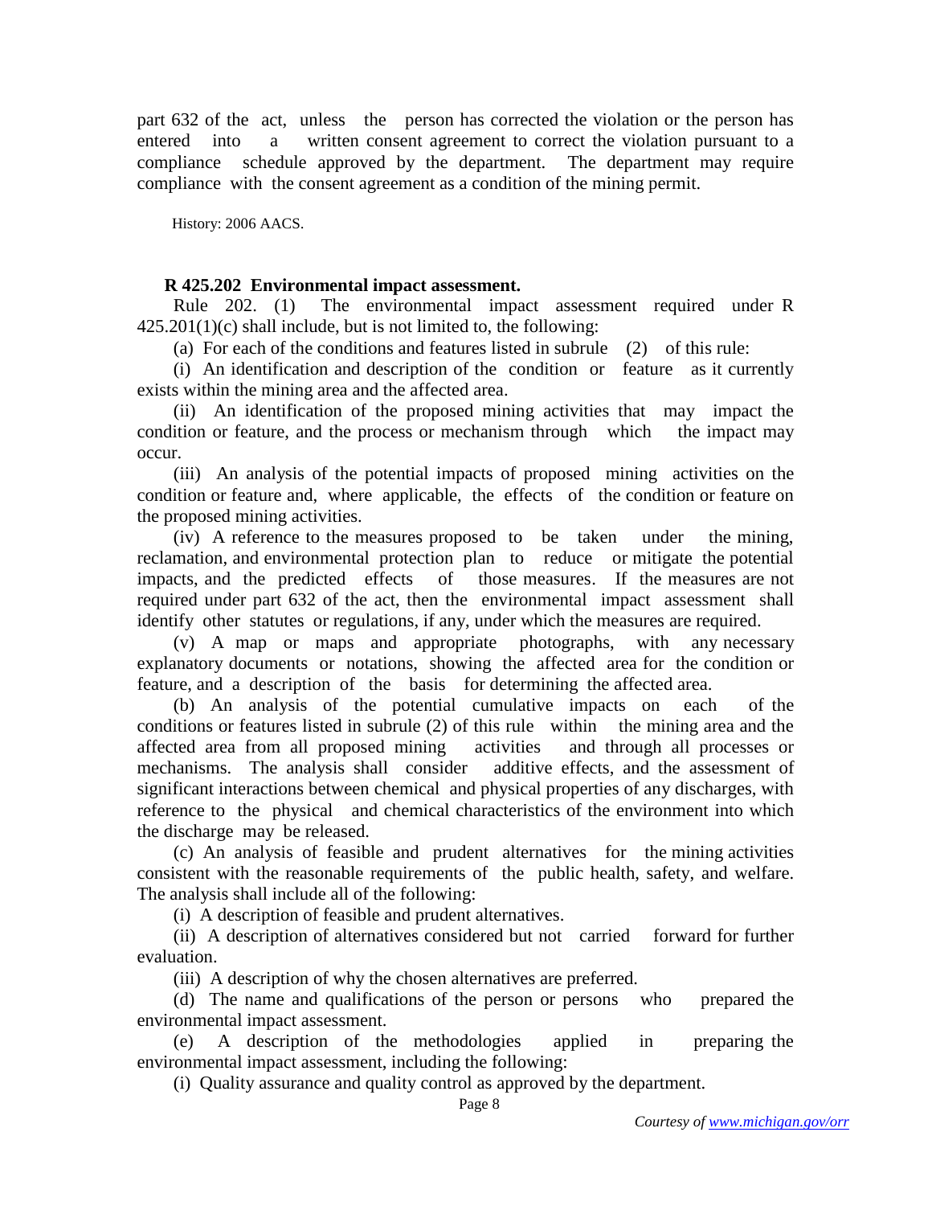part 632 of the act, unless the person has corrected the violation or the person has entered into a written consent agreement to correct the violation pursuant to a compliance schedule approved by the department. The department may require compliance with the consent agreement as a condition of the mining permit.

History: 2006 AACS.

**R 425.202 Environmental impact assessment.**

Rule 202. (1) The environmental impact assessment required under R 425.201(1)(c) shall include, but is not limited to, the following:

(a) For each of the conditions and features listed in subrule (2) of this rule:

(i) An identification and description of the condition or feature as it currently exists within the mining area and the affected area.

(ii) An identification of the proposed mining activities that may impact the condition or feature, and the process or mechanism through which the impact may occur.

(iii) An analysis of the potential impacts of proposed mining activities on the condition or feature and, where applicable, the effects of the condition or feature on the proposed mining activities.

(iv) A reference to the measures proposed to be taken under the mining, reclamation, and environmental protection plan to reduce or mitigate the potential impacts, and the predicted effects of those measures. If the measures are not required under part 632 of the act, then the environmental impact assessment shall identify other statutes or regulations, if any, under which the measures are required.

(v) A map or maps and appropriate photographs, with any necessary explanatory documents or notations, showing the affected area for the condition or feature, and a description of the basis for determining the affected area.

(b) An analysis of the potential cumulative impacts on each of the conditions or features listed in subrule (2) of this rule within the mining area and the affected area from all proposed mining activities and through all processes or mechanisms. The analysis shall consider additive effects, and the assessment of significant interactions between chemical and physical properties of any discharges, with reference to the physical and chemical characteristics of the environment into which the discharge may be released.

(c) An analysis of feasible and prudent alternatives for the mining activities consistent with the reasonable requirements of the public health, safety, and welfare. The analysis shall include all of the following:

(i) A description of feasible and prudent alternatives.

(ii) A description of alternatives considered but not carried forward for further evaluation.

(iii) A description of why the chosen alternatives are preferred.

(d) The name and qualifications of the person or persons who prepared the environmental impact assessment.

(e) A description of the methodologies applied in preparing the environmental impact assessment, including the following:

(i) Quality assurance and quality control as approved by the department.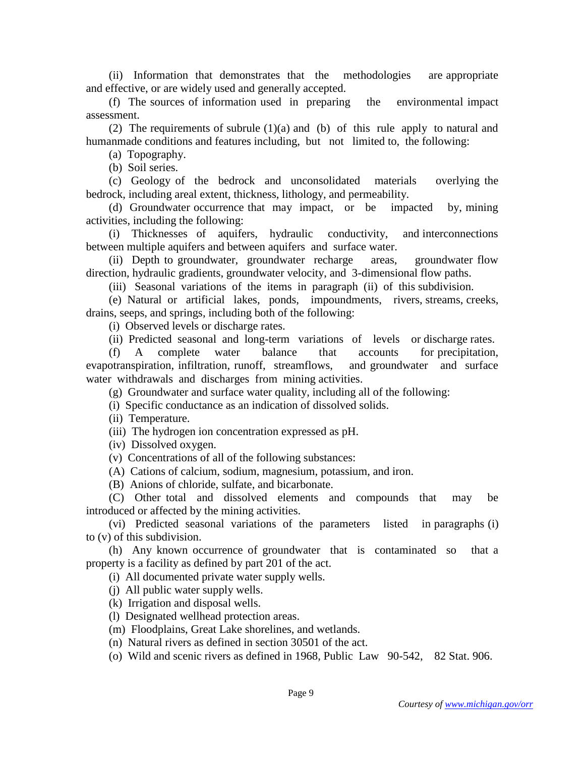(ii) Information that demonstrates that the methodologies are appropriate and effective, or are widely used and generally accepted.

(f) The sources of information used in preparing the environmental impact assessment.

(2) The requirements of subrule (1)(a) and (b) of this rule apply to natural and humanmade conditions and features including, but not limited to, the following:

(a) Topography.

(b) Soil series.

(c) Geology of the bedrock and unconsolidated materials overlying the bedrock, including areal extent, thickness, lithology, and permeability.

(d) Groundwater occurrence that may impact, or be impacted by, mining activities, including the following:

(i) Thicknesses of aquifers, hydraulic conductivity, and interconnections between multiple aquifers and between aquifers and surface water.

(ii) Depth to groundwater, groundwater recharge areas, groundwater flow direction, hydraulic gradients, groundwater velocity, and 3-dimensional flow paths.

(iii) Seasonal variations of the items in paragraph (ii) of this subdivision.

(e) Natural or artificial lakes, ponds, impoundments, rivers, streams, creeks, drains, seeps, and springs, including both of the following:

(i) Observed levels or discharge rates.

(ii) Predicted seasonal and long-term variations of levels or discharge rates.

(f) A complete water balance that accounts for precipitation, evapotranspiration, infiltration, runoff, streamflows, and groundwater and surface water withdrawals and discharges from mining activities.

(g) Groundwater and surface water quality, including all of the following:

(i) Specific conductance as an indication of dissolved solids.

(ii) Temperature.

(iii) The hydrogen ion concentration expressed as pH.

(iv) Dissolved oxygen.

(v) Concentrations of all of the following substances:

(A) Cations of calcium, sodium, magnesium, potassium, and iron.

(B) Anions of chloride, sulfate, and bicarbonate.

(C) Other total and dissolved elements and compounds that may be introduced or affected by the mining activities.

(vi) Predicted seasonal variations of the parameters listed in paragraphs (i) to (v) of this subdivision.

(h) Any known occurrence of groundwater that is contaminated so that a property is a facility as defined by part 201 of the act.

(i) All documented private water supply wells.

(j) All public water supply wells.

(k) Irrigation and disposal wells.

(l) Designated wellhead protection areas.

(m) Floodplains, Great Lake shorelines, and wetlands.

(n) Natural rivers as defined in section 30501 of the act.

(o) Wild and scenic rivers as defined in 1968, Public Law 90-542, 82 Stat. 906.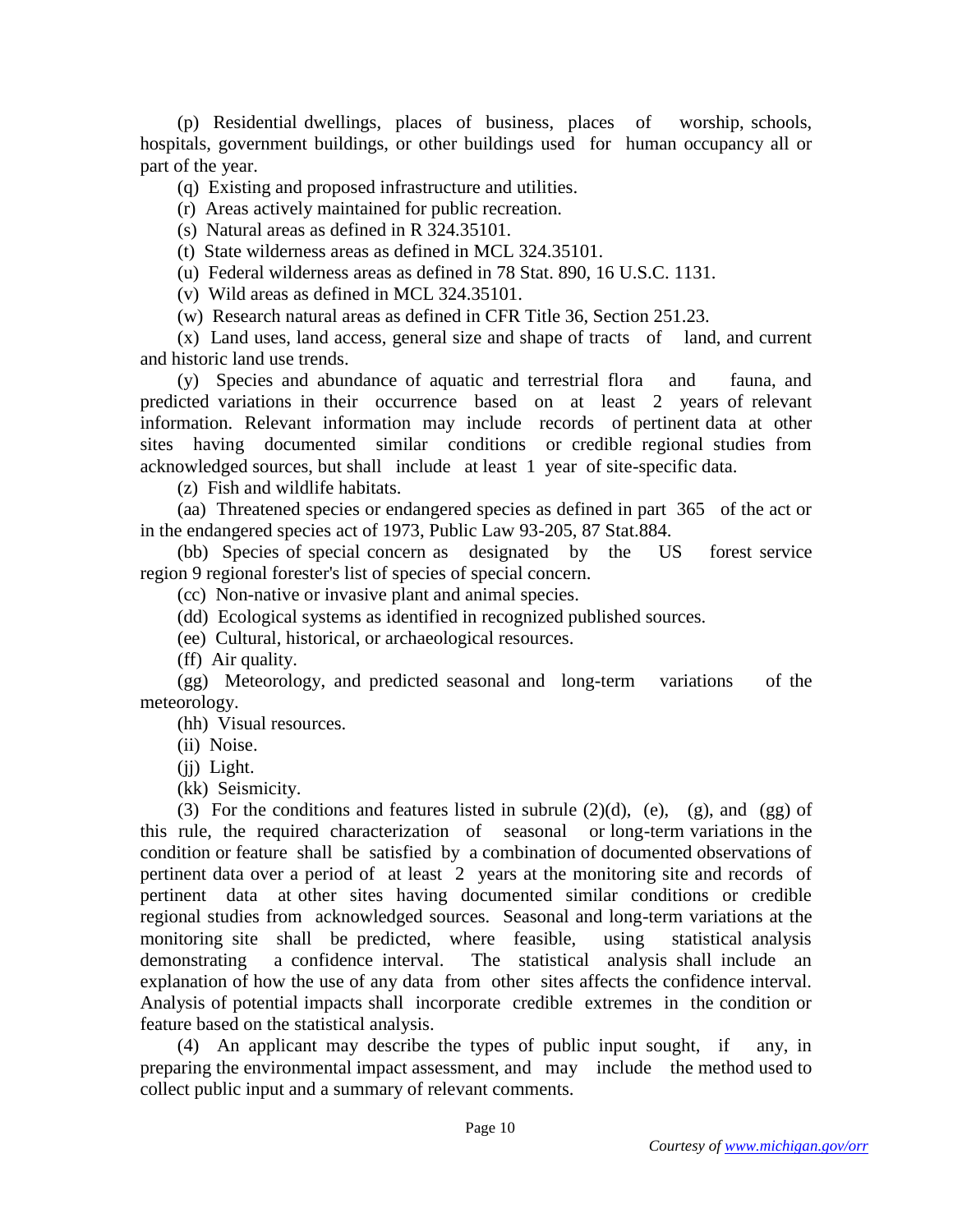(p) Residential dwellings, places of business, places of worship, schools, hospitals, government buildings, or other buildings used for human occupancy all or part of the year.

(q) Existing and proposed infrastructure and utilities.

(r) Areas actively maintained for public recreation.

(s) Natural areas as defined in R 324.35101.

(t) State wilderness areas as defined in MCL 324.35101.

(u) Federal wilderness areas as defined in 78 Stat. 890, 16 U.S.C. 1131.

(v) Wild areas as defined in MCL 324.35101.

(w) Research natural areas as defined in CFR Title 36, Section 251.23.

(x) Land uses, land access, general size and shape of tracts of land, and current and historic land use trends.

(y) Species and abundance of aquatic and terrestrial flora and fauna, and predicted variations in their occurrence based on at least 2 years of relevant information. Relevant information may include records of pertinent data at other sites having documented similar conditions or credible regional studies from acknowledged sources, but shall include at least 1 year of site-specific data.

(z) Fish and wildlife habitats.

(aa) Threatened species or endangered species as defined in part 365 of the act or in the endangered species act of 1973, Public Law 93-205, 87 Stat.884.

(bb) Species of special concern as designated by the US forest service region 9 regional forester's list of species of special concern.

(cc) Non-native or invasive plant and animal species.

(dd) Ecological systems as identified in recognized published sources.

(ee) Cultural, historical, or archaeological resources.

(ff) Air quality.

(gg) Meteorology, and predicted seasonal and long-term variations of the meteorology.

(hh) Visual resources.

(ii) Noise.

(jj) Light.

(kk) Seismicity.

(3) For the conditions and features listed in subrule (2)(d), (e), (g), and (gg) of this rule, the required characterization of seasonal or long-term variations in the condition or feature shall be satisfied by a combination of documented observations of pertinent data over a period of at least 2 years at the monitoring site and records of pertinent data at other sites having documented similar conditions or credible regional studies from acknowledged sources. Seasonal and long-term variations at the monitoring site shall be predicted, where feasible, using statistical analysis demonstrating a confidence interval. The statistical analysis shall include an explanation of how the use of any data from other sites affects the confidence interval. Analysis of potential impacts shall incorporate credible extremes in the condition or feature based on the statistical analysis.

(4) An applicant may describe the types of public input sought, if any, in preparing the environmental impact assessment, and may include the method used to collect public input and a summary of relevant comments.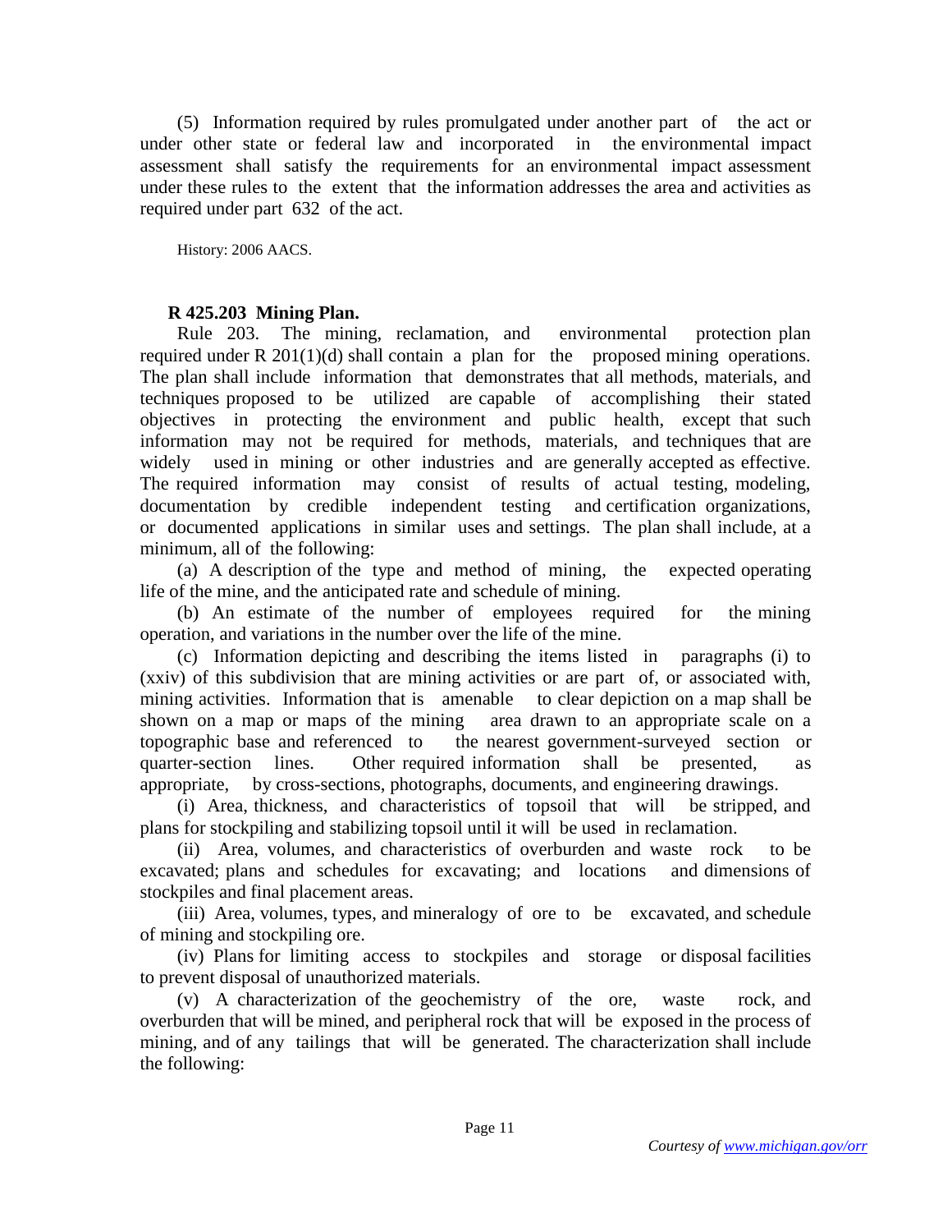(5) Information required by rules promulgated under another part of the act or under other state or federal law and incorporated in the environmental impact assessment shall satisfy the requirements for an environmental impact assessment under these rules to the extent that the information addresses the area and activities as required under part 632 of the act.

History: 2006 AACS.

**R 425.203 Mining Plan.**

Rule 203. The mining, reclamation, and environmental protection plan required under R 201(1)(d) shall contain a plan for the proposed mining operations. The plan shall include information that demonstrates that all methods, materials, and techniques proposed to be utilized are capable of accomplishing their stated objectives in protecting the environment and public health, except that such information may not be required for methods, materials, and techniques that are widely used in mining or other industries and are generally accepted as effective. The required information may consist of results of actual testing, modeling, documentation by credible independent testing and certification organizations, or documented applications in similar uses and settings. The plan shall include, at a minimum, all of the following:

(a) A description of the type and method of mining, the expected operating life of the mine, and the anticipated rate and schedule of mining.

(b) An estimate of the number of employees required for the mining operation, and variations in the number over the life of the mine.

(c) Information depicting and describing the items listed in paragraphs (i) to (xxiv) of this subdivision that are mining activities or are part of, or associated with, mining activities. Information that is amenable to clear depiction on a map shall be shown on a map or maps of the mining area drawn to an appropriate scale on a topographic base and referenced to the nearest government-surveyed section or quarter-section lines. Other required information shall be presented, as appropriate, by cross-sections, photographs, documents, and engineering drawings.

(i) Area, thickness, and characteristics of topsoil that will be stripped, and plans for stockpiling and stabilizing topsoil until it will be used in reclamation.

(ii) Area, volumes, and characteristics of overburden and waste rock to be excavated; plans and schedules for excavating; and locations and dimensions of stockpiles and final placement areas.

(iii) Area, volumes, types, and mineralogy of ore to be excavated, and schedule of mining and stockpiling ore.

(iv) Plans for limiting access to stockpiles and storage or disposal facilities to prevent disposal of unauthorized materials.

(v) A characterization of the geochemistry of the ore, waste rock, and overburden that will be mined, and peripheral rock that will be exposed in the process of mining, and of any tailings that will be generated. The characterization shall include the following: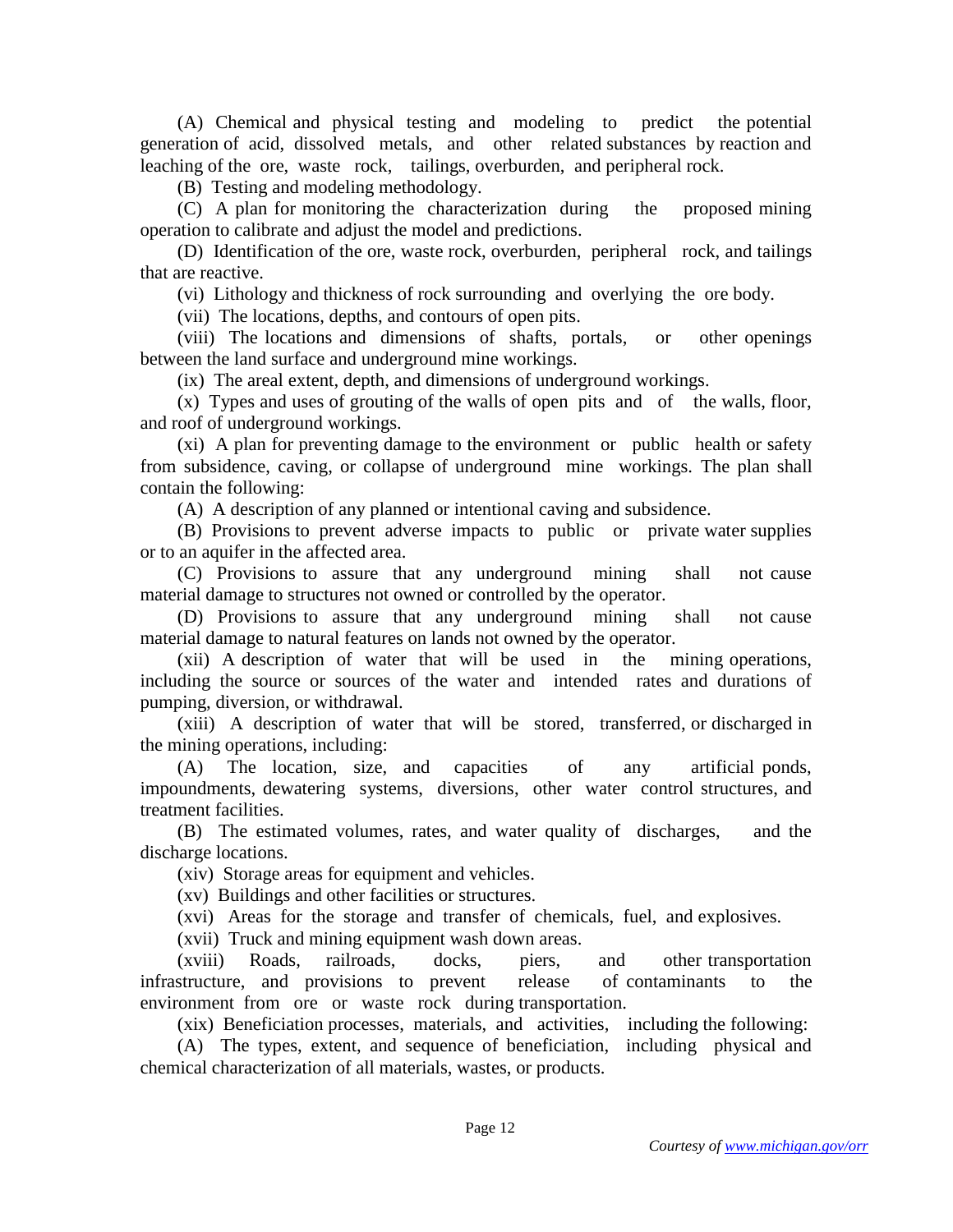(A) Chemical and physical testing and modeling to predict the potential generation of acid, dissolved metals, and other related substances by reaction and leaching of the ore, waste rock, tailings, overburden, and peripheral rock.

(B) Testing and modeling methodology.

(C) A plan for monitoring the characterization during the proposed mining operation to calibrate and adjust the model and predictions.

(D) Identification of the ore, waste rock, overburden, peripheral rock, and tailings that are reactive.

(vi) Lithology and thickness of rock surrounding and overlying the ore body.

(vii) The locations, depths, and contours of open pits.

(viii) The locations and dimensions of shafts, portals, or other openings between the land surface and underground mine workings.

(ix) The areal extent, depth, and dimensions of underground workings.

(x) Types and uses of grouting of the walls of open pits and of the walls, floor, and roof of underground workings.

(xi) A plan for preventing damage to the environment or public health or safety from subsidence, caving, or collapse of underground mine workings. The plan shall contain the following:

(A) A description of any planned or intentional caving and subsidence.

(B) Provisions to prevent adverse impacts to public or private water supplies or to an aquifer in the affected area.

(C) Provisions to assure that any underground mining shall not cause material damage to structures not owned or controlled by the operator.

(D) Provisions to assure that any underground mining shall not cause material damage to natural features on lands not owned by the operator.

(xii) A description of water that will be used in the mining operations, including the source or sources of the water and intended rates and durations of pumping, diversion, or withdrawal.

(xiii) A description of water that will be stored, transferred, or discharged in the mining operations, including:

(A) The location, size, and capacities of any artificial ponds, impoundments, dewatering systems, diversions, other water control structures, and treatment facilities.

(B) The estimated volumes, rates, and water quality of discharges, and the discharge locations.

(xiv) Storage areas for equipment and vehicles.

(xv) Buildings and other facilities or structures.

(xvi) Areas for the storage and transfer of chemicals, fuel, and explosives.

(xvii) Truck and mining equipment wash down areas.

(xviii) Roads, railroads, docks, piers, and other transportation infrastructure, and provisions to prevent release of contaminants to the environment from ore or waste rock during transportation.

(xix) Beneficiation processes, materials, and activities, including the following:

(A) The types, extent, and sequence of beneficiation, including physical and chemical characterization of all materials, wastes, or products.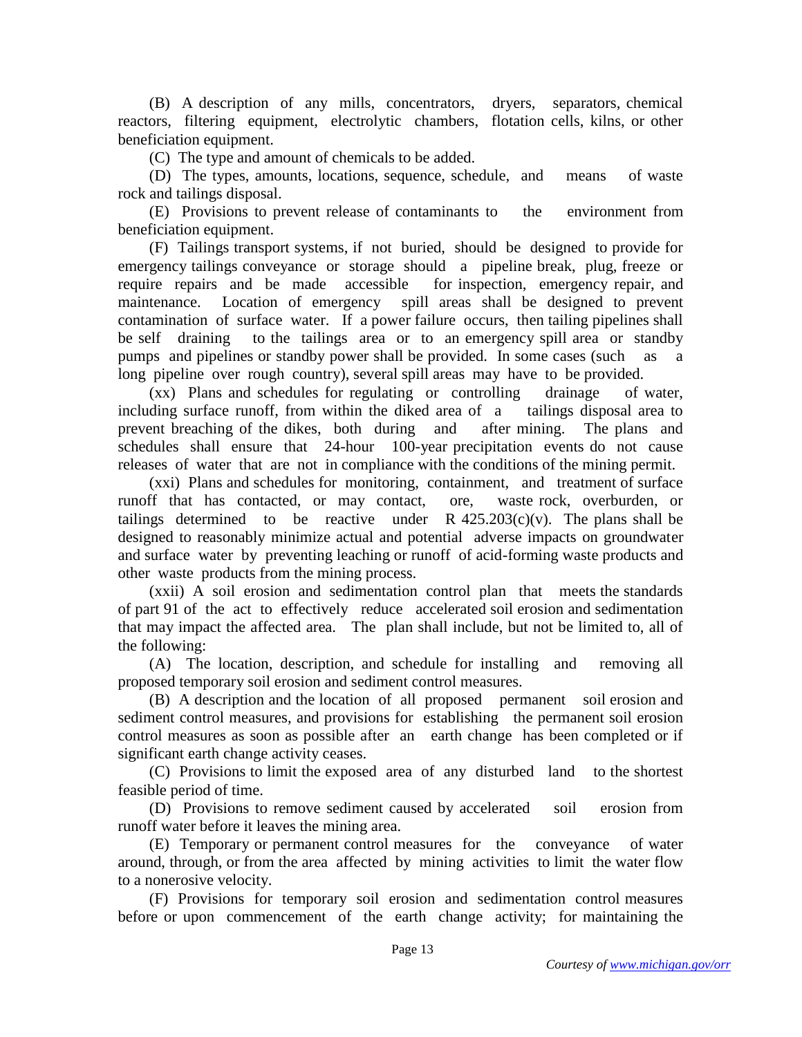(B) A description of any mills, concentrators, dryers, separators, chemical reactors, filtering equipment, electrolytic chambers, flotation cells, kilns, or other beneficiation equipment.

(C) The type and amount of chemicals to be added.

(D) The types, amounts, locations, sequence, schedule, and means of waste rock and tailings disposal.

(E) Provisions to prevent release of contaminants to the environment from beneficiation equipment.

(F) Tailings transport systems, if not buried, should be designed to provide for emergency tailings conveyance or storage should a pipeline break, plug, freeze or require repairs and be made accessible for inspection, emergency repair, and maintenance. Location of emergency spill areas shall be designed to prevent contamination of surface water. If a power failure occurs, then tailing pipelines shall be self draining to the tailings area or to an emergency spill area or standby pumps and pipelines or standby power shall be provided. In some cases (such as a long pipeline over rough country), several spill areas may have to be provided.

(xx) Plans and schedules for regulating or controlling drainage of water, including surface runoff, from within the diked area of a tailings disposal area to prevent breaching of the dikes, both during and after mining. The plans and schedules shall ensure that 24-hour 100-year precipitation events do not cause releases of water that are not in compliance with the conditions of the mining permit.

(xxi) Plans and schedules for monitoring, containment, and treatment of surface runoff that has contacted, or may contact, ore, waste rock, overburden, or tailings determined to be reactive under R 425.203(c)(v). The plans shall be designed to reasonably minimize actual and potential adverse impacts on groundwater and surface water by preventing leaching or runoff of acid-forming waste products and other waste products from the mining process.

(xxii) A soil erosion and sedimentation control plan that meets the standards of part 91 of the act to effectively reduce accelerated soil erosion and sedimentation that may impact the affected area. The plan shall include, but not be limited to, all of the following:

(A) The location, description, and schedule for installing and removing all proposed temporary soil erosion and sediment control measures.

(B) A description and the location of all proposed permanent soil erosion and sediment control measures, and provisions for establishing the permanent soil erosion control measures as soon as possible after an earth change has been completed or if significant earth change activity ceases.

(C) Provisions to limit the exposed area of any disturbed land to the shortest feasible period of time.

(D) Provisions to remove sediment caused by accelerated soil erosion from runoff water before it leaves the mining area.

(E) Temporary or permanent control measures for the conveyance of water around, through, or from the area affected by mining activities to limit the water flow to a nonerosive velocity.

(F) Provisions for temporary soil erosion and sedimentation control measures before or upon commencement of the earth change activity; for maintaining the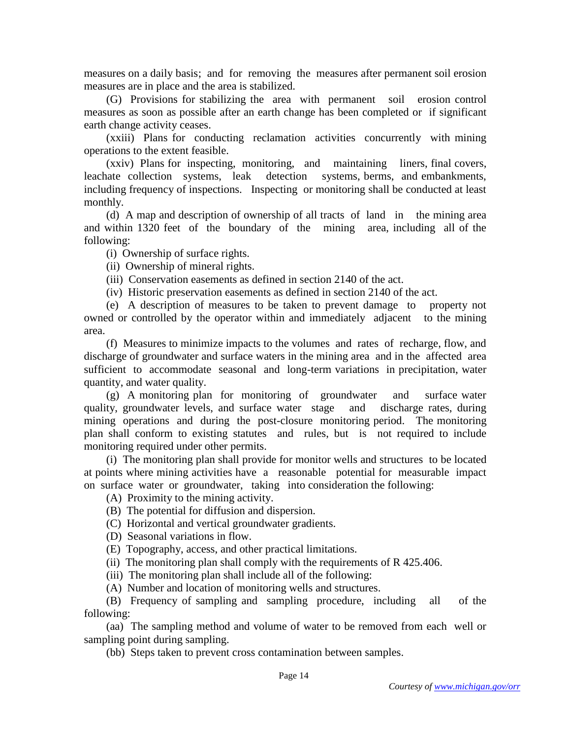measures on a daily basis; and for removing the measures after permanent soil erosion measures are in place and the area is stabilized.

(G) Provisions for stabilizing the area with permanent soil erosion control measures as soon as possible after an earth change has been completed or if significant earth change activity ceases.

(xxiii) Plans for conducting reclamation activities concurrently with mining operations to the extent feasible.

(xxiv) Plans for inspecting, monitoring, and maintaining liners, final covers, leachate collection systems, leak detection systems, berms, and embankments, including frequency of inspections. Inspecting or monitoring shall be conducted at least monthly.

(d) A map and description of ownership of all tracts of land in the mining area and within 1320 feet of the boundary of the mining area, including all of the following:

(i) Ownership of surface rights.

(ii) Ownership of mineral rights.

(iii) Conservation easements as defined in section 2140 of the act.

(iv) Historic preservation easements as defined in section 2140 of the act.

(e) A description of measures to be taken to prevent damage to property not owned or controlled by the operator within and immediately adjacent to the mining area.

(f) Measures to minimize impacts to the volumes and rates of recharge, flow, and discharge of groundwater and surface waters in the mining area and in the affected area sufficient to accommodate seasonal and long-term variations in precipitation, water quantity, and water quality.

(g) A monitoring plan for monitoring of groundwater and surface water quality, groundwater levels, and surface water stage and discharge rates, during mining operations and during the post-closure monitoring period. The monitoring plan shall conform to existing statutes and rules, but is not required to include monitoring required under other permits.

(i) The monitoring plan shall provide for monitor wells and structures to be located at points where mining activities have a reasonable potential for measurable impact on surface water or groundwater, taking into consideration the following:

(A) Proximity to the mining activity.

(B) The potential for diffusion and dispersion.

(C) Horizontal and vertical groundwater gradients.

(D) Seasonal variations in flow.

(E) Topography, access, and other practical limitations.

(ii) The monitoring plan shall comply with the requirements of R 425.406.

(iii) The monitoring plan shall include all of the following:

(A) Number and location of monitoring wells and structures.

(B) Frequency of sampling and sampling procedure, including all of the following:

(aa) The sampling method and volume of water to be removed from each well or sampling point during sampling.

(bb) Steps taken to prevent cross contamination between samples.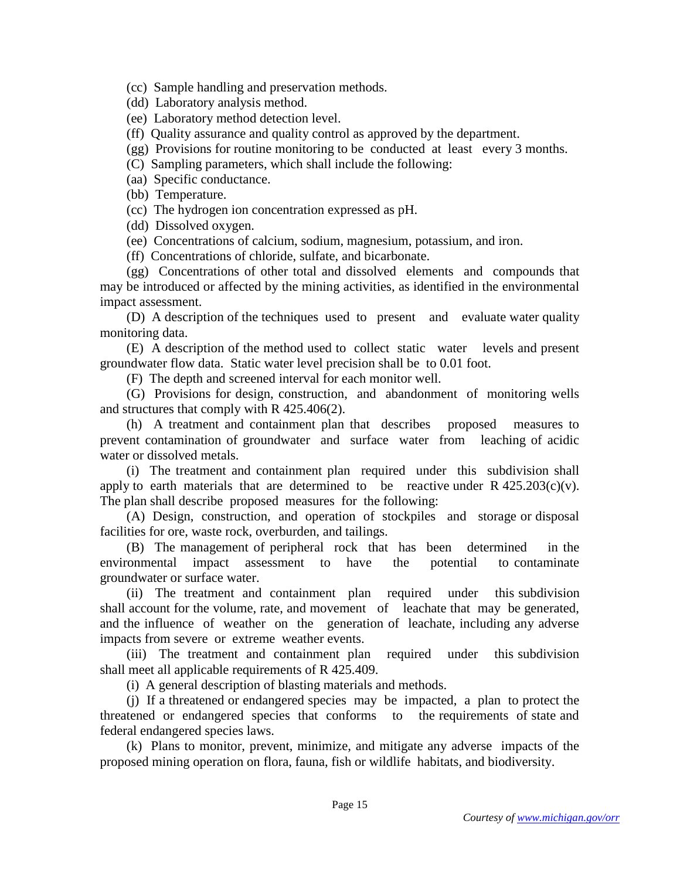(cc) Sample handling and preservation methods.

(dd) Laboratory analysis method.

(ee) Laboratory method detection level.

(ff) Quality assurance and quality control as approved by the department.

(gg) Provisions for routine monitoring to be conducted at least every 3 months.

(C) Sampling parameters, which shall include the following:

(aa) Specific conductance.

(bb) Temperature.

(cc) The hydrogen ion concentration expressed as pH.

(dd) Dissolved oxygen.

(ee) Concentrations of calcium, sodium, magnesium, potassium, and iron.

(ff) Concentrations of chloride, sulfate, and bicarbonate.

(gg) Concentrations of other total and dissolved elements and compounds that may be introduced or affected by the mining activities, as identified in the environmental impact assessment.

(D) A description of the techniques used to present and evaluate water quality monitoring data.

(E) A description of the method used to collect static water levels and present groundwater flow data. Static water level precision shall be to 0.01 foot.

(F) The depth and screened interval for each monitor well.

(G) Provisions for design, construction, and abandonment of monitoring wells and structures that comply with R 425.406(2).

(h) A treatment and containment plan that describes proposed measures to prevent contamination of groundwater and surface water from leaching of acidic water or dissolved metals.

(i) The treatment and containment plan required under this subdivision shall apply to earth materials that are determined to be reactive under R 425.203(c)(v). The plan shall describe proposed measures for the following:

(A) Design, construction, and operation of stockpiles and storage or disposal facilities for ore, waste rock, overburden, and tailings.

(B) The management of peripheral rock that has been determined in the environmental impact assessment to have the potential to contaminate groundwater or surface water.

(ii) The treatment and containment plan required under this subdivision shall account for the volume, rate, and movement of leachate that may be generated, and the influence of weather on the generation of leachate, including any adverse impacts from severe or extreme weather events.

(iii) The treatment and containment plan required under this subdivision shall meet all applicable requirements of R 425.409.

(i) A general description of blasting materials and methods.

(j) If a threatened or endangered species may be impacted, a plan to protect the threatened or endangered species that conforms to the requirements of state and federal endangered species laws.

(k) Plans to monitor, prevent, minimize, and mitigate any adverse impacts of the proposed mining operation on flora, fauna, fish or wildlife habitats, and biodiversity.

*Courtesy of www.michigan.gov/orr*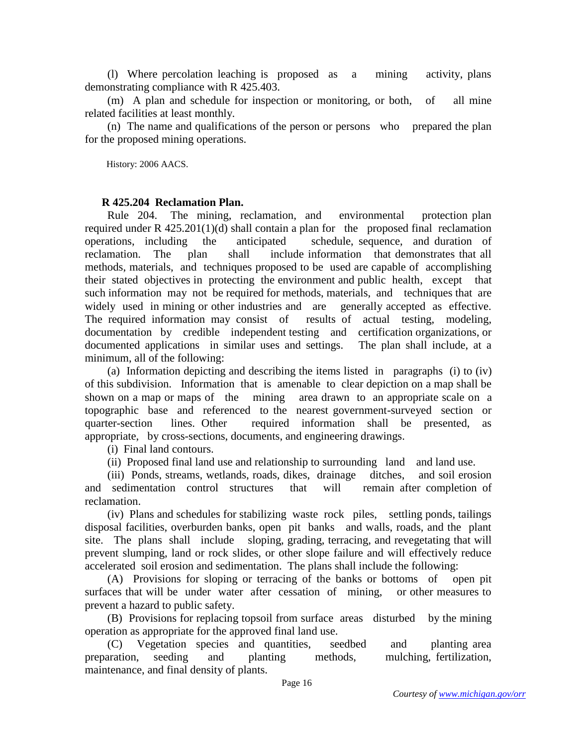(l) Where percolation leaching is proposed as a mining activity, plans demonstrating compliance with R 425.403.

(m) A plan and schedule for inspection or monitoring, or both, of all mine related facilities at least monthly.

(n) The name and qualifications of the person or persons who prepared the plan for the proposed mining operations.

History: 2006 AACS.

**R 425.204 Reclamation Plan.**

Rule 204. The mining, reclamation, and environmental protection plan required under R 425.201(1)(d) shall contain a plan for the proposed final reclamation operations, including the anticipated schedule, sequence, and duration of reclamation. The plan shall include information that demonstrates that all methods, materials, and techniques proposed to be used are capable of accomplishing their stated objectives in protecting the environment and public health, except that such information may not be required for methods, materials, and techniques that are widely used in mining or other industries and are generally accepted as effective. The required information may consist of results of actual testing, modeling, documentation by credible independent testing and certification organizations, or documented applications in similar uses and settings. The plan shall include, at a minimum, all of the following:

(a) Information depicting and describing the items listed in paragraphs (i) to (iv) of this subdivision. Information that is amenable to clear depiction on a map shall be shown on a map or maps of the mining area drawn to an appropriate scale on a topographic base and referenced to the nearest government-surveyed section or quarter-section lines. Other required information shall be presented, as appropriate, by cross-sections, documents, and engineering drawings.

(i) Final land contours.

(ii) Proposed final land use and relationship to surrounding land and land use.

(iii) Ponds, streams, wetlands, roads, dikes, drainage ditches, and soil erosion and sedimentation control structures that will remain after completion of reclamation.

(iv) Plans and schedules for stabilizing waste rock piles, settling ponds, tailings disposal facilities, overburden banks, open pit banks and walls, roads, and the plant site. The plans shall include sloping, grading, terracing, and revegetating that will prevent slumping, land or rock slides, or other slope failure and will effectively reduce accelerated soil erosion and sedimentation. The plans shall include the following:

(A) Provisions for sloping or terracing of the banks or bottoms of open pit surfaces that will be under water after cessation of mining, or other measures to prevent a hazard to public safety.

(B) Provisions for replacing topsoil from surface areas disturbed by the mining operation as appropriate for the approved final land use.

(C) Vegetation species and quantities, seedbed and planting area preparation, seeding and planting methods, mulching, fertilization, maintenance, and final density of plants.

*Courtesy of www.michigan.gov/orr*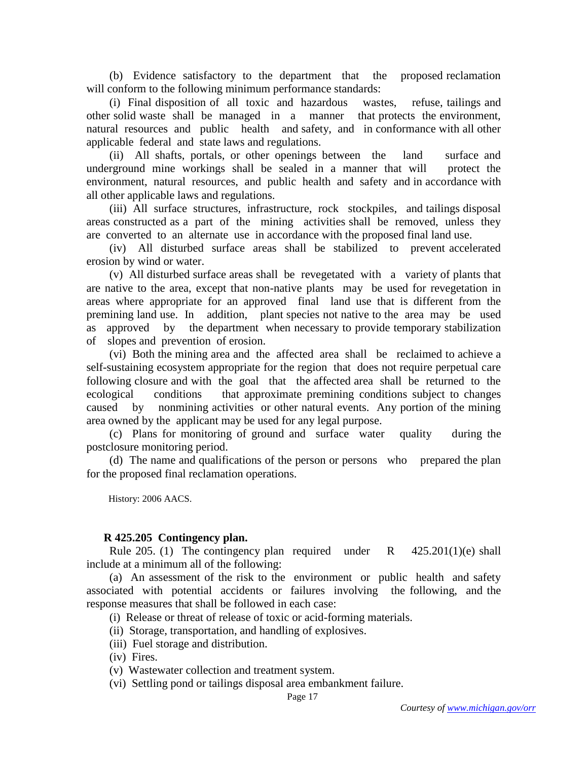(b) Evidence satisfactory to the department that the proposed reclamation will conform to the following minimum performance standards:

(i) Final disposition of all toxic and hazardous wastes, refuse, tailings and other solid waste shall be managed in a manner that protects the environment, natural resources and public health and safety, and in conformance with all other applicable federal and state laws and regulations.

(ii) All shafts, portals, or other openings between the land surface and underground mine workings shall be sealed in a manner that will protect the environment, natural resources, and public health and safety and in accordance with all other applicable laws and regulations.

(iii) All surface structures, infrastructure, rock stockpiles, and tailings disposal areas constructed as a part of the mining activities shall be removed, unless they are converted to an alternate use in accordance with the proposed final land use.

(iv) All disturbed surface areas shall be stabilized to prevent accelerated erosion by wind or water.

(v) All disturbed surface areas shall be revegetated with a variety of plants that are native to the area, except that non-native plants may be used for revegetation in areas where appropriate for an approved final land use that is different from the premining land use. In addition, plant species not native to the area may be used as approved by the department when necessary to provide temporary stabilization of slopes and prevention of erosion.

(vi) Both the mining area and the affected area shall be reclaimed to achieve a self-sustaining ecosystem appropriate for the region that does not require perpetual care following closure and with the goal that the affected area shall be returned to the ecological conditions that approximate premining conditions subject to changes caused by nonmining activities or other natural events. Any portion of the mining area owned by the applicant may be used for any legal purpose.

(c) Plans for monitoring of ground and surface water quality during the postclosure monitoring period.

(d) The name and qualifications of the person or persons who prepared the plan for the proposed final reclamation operations.

History: 2006 AACS.

**R 425.205 Contingency plan.**

Rule 205. (1) The contingency plan required under R 425.201(1)(e) shall include at a minimum all of the following:

(a) An assessment of the risk to the environment or public health and safety associated with potential accidents or failures involving the following, and the response measures that shall be followed in each case:

(i) Release or threat of release of toxic or acid-forming materials.

(ii) Storage, transportation, and handling of explosives.

(iii) Fuel storage and distribution.

(iv) Fires.

(v) Wastewater collection and treatment system.

(vi) Settling pond or tailings disposal area embankment failure.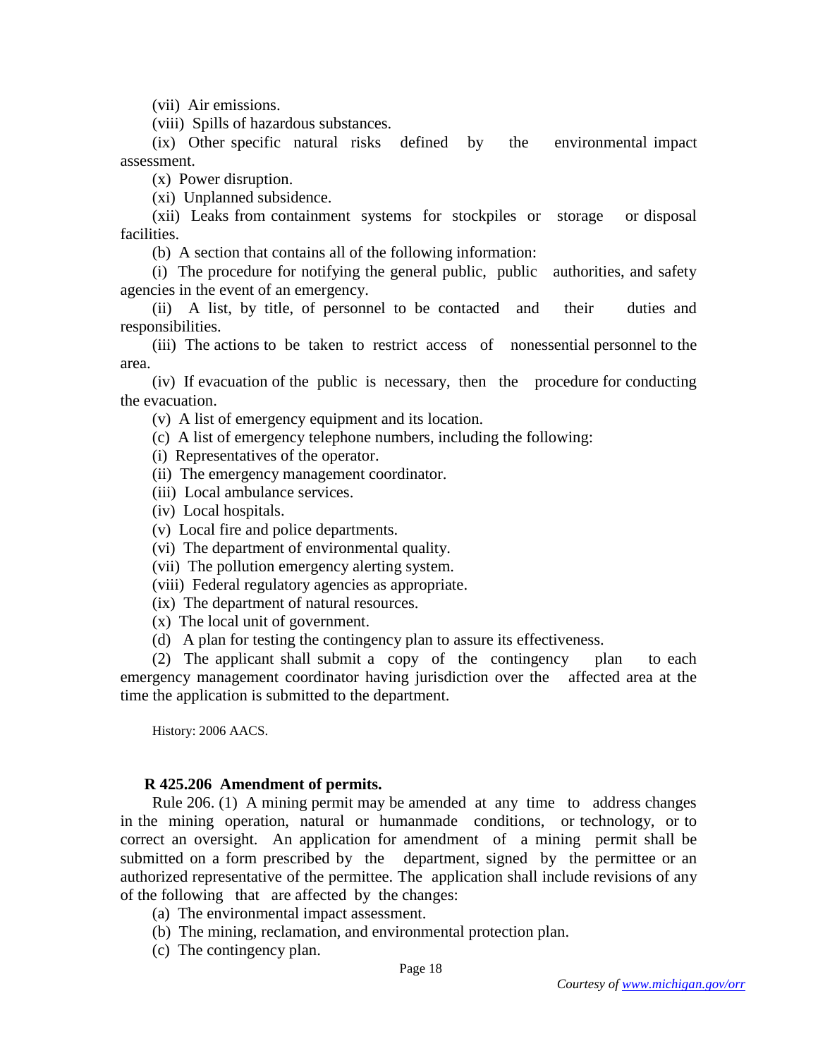(vii) Air emissions.

(viii) Spills of hazardous substances.

(ix) Other specific natural risks defined by the environmental impact assessment.

(x) Power disruption.

(xi) Unplanned subsidence.

(xii) Leaks from containment systems for stockpiles or storage or disposal facilities.

(b) A section that contains all of the following information:

(i) The procedure for notifying the general public, public authorities, and safety agencies in the event of an emergency.

(ii) A list, by title, of personnel to be contacted and their duties and responsibilities.

(iii) The actions to be taken to restrict access of nonessential personnel to the area.

(iv) If evacuation of the public is necessary, then the procedure for conducting the evacuation.

(v) A list of emergency equipment and its location.

(c) A list of emergency telephone numbers, including the following:

(i) Representatives of the operator.

(ii) The emergency management coordinator.

(iii) Local ambulance services.

(iv) Local hospitals.

(v) Local fire and police departments.

(vi) The department of environmental quality.

(vii) The pollution emergency alerting system.

(viii) Federal regulatory agencies as appropriate.

(ix) The department of natural resources.

(x) The local unit of government.

(d) A plan for testing the contingency plan to assure its effectiveness.

(2) The applicant shall submit a copy of the contingency plan to each emergency management coordinator having jurisdiction over the affected area at the time the application is submitted to the department.

History: 2006 AACS.

**R 425.206 Amendment of permits.**

Rule 206. (1) A mining permit may be amended at any time to address changes in the mining operation, natural or humanmade conditions, or technology, or to correct an oversight. An application for amendment of a mining permit shall be submitted on a form prescribed by the department, signed by the permittee or an authorized representative of the permittee. The application shall include revisions of any of the following that are affected by the changes:

(a) The environmental impact assessment.

(b) The mining, reclamation, and environmental protection plan.

(c) The contingency plan.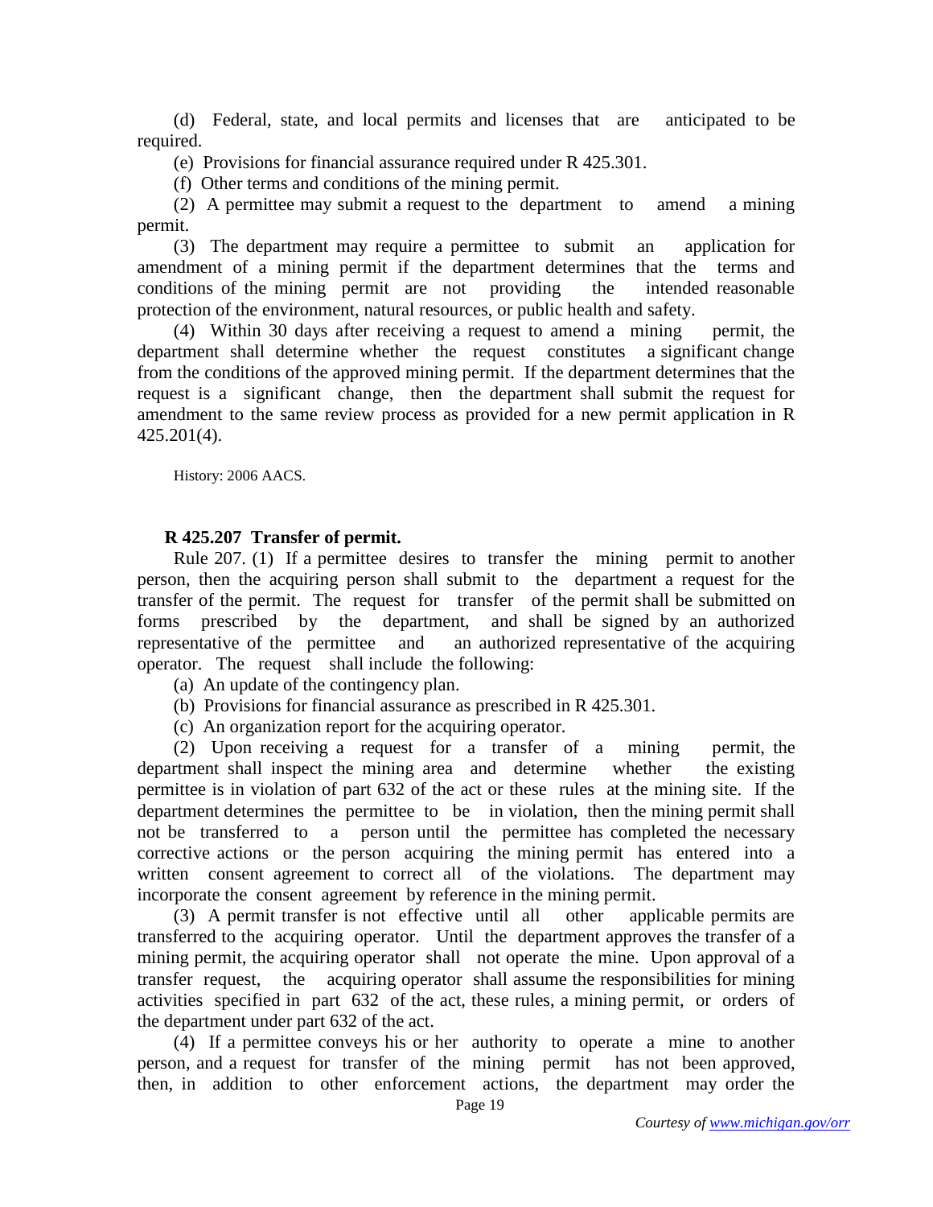(d) Federal, state, and local permits and licenses that are anticipated to be required.

(e) Provisions for financial assurance required under R 425.301.

(f) Other terms and conditions of the mining permit.

(2) A permittee may submit a request to the department to amend a mining permit.

(3) The department may require a permittee to submit an application for amendment of a mining permit if the department determines that the terms and conditions of the mining permit are not providing the intended reasonable protection of the environment, natural resources, or public health and safety.

(4) Within 30 days after receiving a request to amend a mining permit, the department shall determine whether the request constitutes a significant change from the conditions of the approved mining permit. If the department determines that the request is a significant change, then the department shall submit the request for amendment to the same review process as provided for a new permit application in R 425.201(4).

History: 2006 AACS.

**R 425.207 Transfer of permit.**

Rule 207. (1) If a permittee desires to transfer the mining permit to another person, then the acquiring person shall submit to the department a request for the transfer of the permit. The request for transfer of the permit shall be submitted on forms prescribed by the department, and shall be signed by an authorized representative of the permittee and an authorized representative of the acquiring operator. The request shall include the following:

(a) An update of the contingency plan.

(b) Provisions for financial assurance as prescribed in R 425.301.

(c) An organization report for the acquiring operator.

(2) Upon receiving a request for a transfer of a mining permit, the department shall inspect the mining area and determine whether the existing permittee is in violation of part 632 of the act or these rules at the mining site. If the department determines the permittee to be in violation, then the mining permit shall not be transferred to a person until the permittee has completed the necessary corrective actions or the person acquiring the mining permit has entered into a written consent agreement to correct all of the violations. The department may incorporate the consent agreement by reference in the mining permit.

(3) A permit transfer is not effective until all other applicable permits are transferred to the acquiring operator. Until the department approves the transfer of a mining permit, the acquiring operator shall not operate the mine. Upon approval of a transfer request, the acquiring operator shall assume the responsibilities for mining activities specified in part 632 of the act, these rules, a mining permit, or orders of the department under part 632 of the act.

(4) If a permittee conveys his or her authority to operate a mine to another person, and a request for transfer of the mining permit has not been approved, then, in addition to other enforcement actions, the department may order the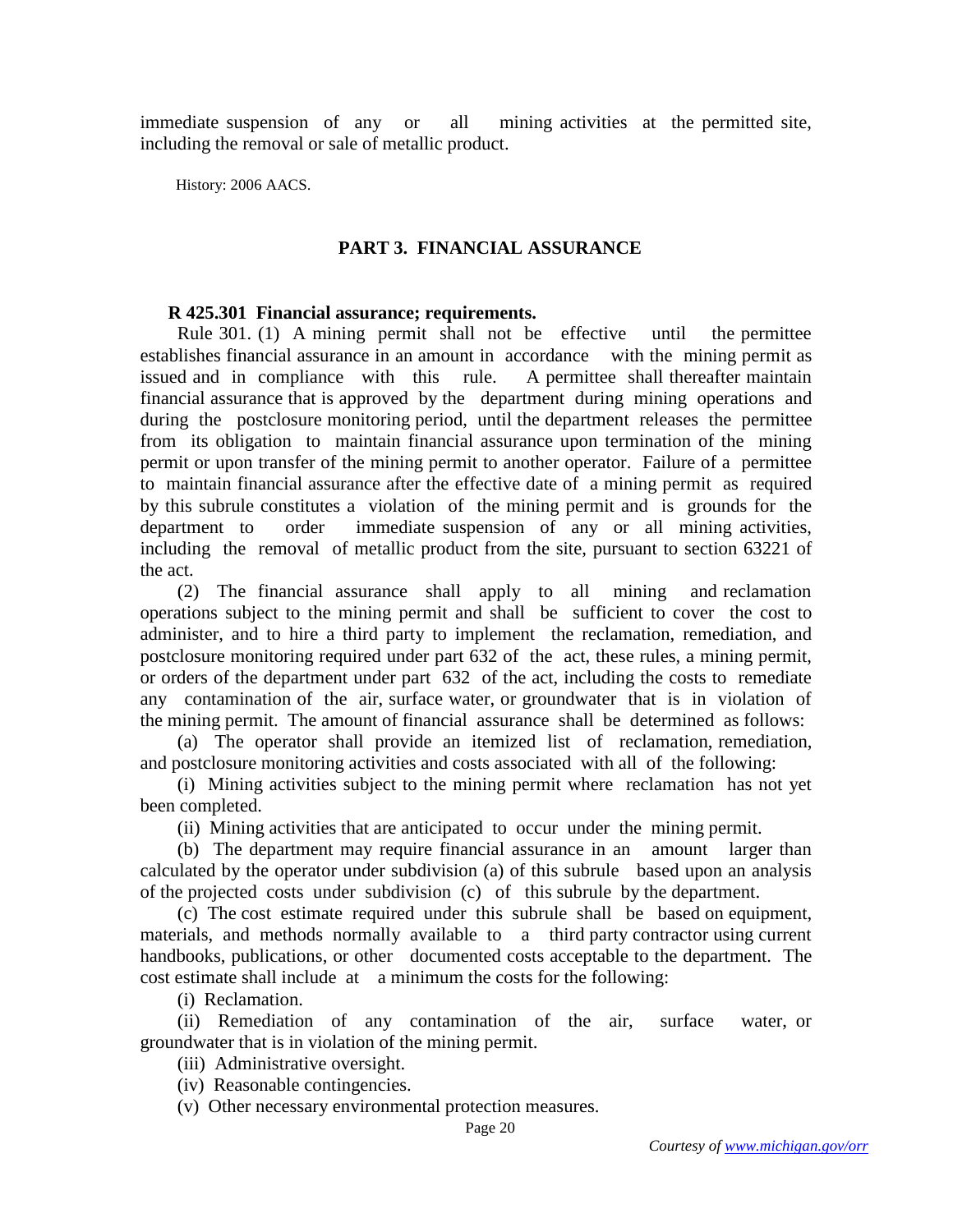immediate suspension of any or all mining activities at the permitted site, including the removal or sale of metallic product.

History: 2006 AACS.

## PART 3. FINANCIAL ASSURANCE

**R 425.301 Financial assurance; requirements.**

Rule 301. (1) A mining permit shall not be effective until the permittee establishes financial assurance in an amount in accordance with the mining permit as issued and in compliance with this rule. A permittee shall thereafter maintain financial assurance that is approved by the department during mining operations and during the postclosure monitoring period, until the department releases the permittee from its obligation to maintain financial assurance upon termination of the mining permit or upon transfer of the mining permit to another operator. Failure of a permittee to maintain financial assurance after the effective date of a mining permit as required by this subrule constitutes a violation of the mining permit and is grounds for the department to order immediate suspension of any or all mining activities, including the removal of metallic product from the site, pursuant to section 63221 of the act.

(2) The financial assurance shall apply to all mining and reclamation operations subject to the mining permit and shall be sufficient to cover the cost to administer, and to hire a third party to implement the reclamation, remediation, and postclosure monitoring required under part 632 of the act, these rules, a mining permit, or orders of the department under part 632 of the act, including the costs to remediate any contamination of the air, surface water, or groundwater that is in violation of the mining permit. The amount of financial assurance shall be determined as follows:

(a) The operator shall provide an itemized list of reclamation, remediation, and postclosure monitoring activities and costs associated with all of the following:

(i) Mining activities subject to the mining permit where reclamation has not yet been completed.

(ii) Mining activities that are anticipated to occur under the mining permit.

(b) The department may require financial assurance in an amount larger than calculated by the operator under subdivision (a) of this subrule based upon an analysis of the projected costs under subdivision (c) of this subrule by the department.

(c) The cost estimate required under this subrule shall be based on equipment, materials, and methods normally available to a third party contractor using current handbooks, publications, or other documented costs acceptable to the department. The cost estimate shall include at a minimum the costs for the following:

(i) Reclamation.

(ii) Remediation of any contamination of the air, surface water, or groundwater that is in violation of the mining permit.

(iii) Administrative oversight.

(iv) Reasonable contingencies.

(v) Other necessary environmental protection measures.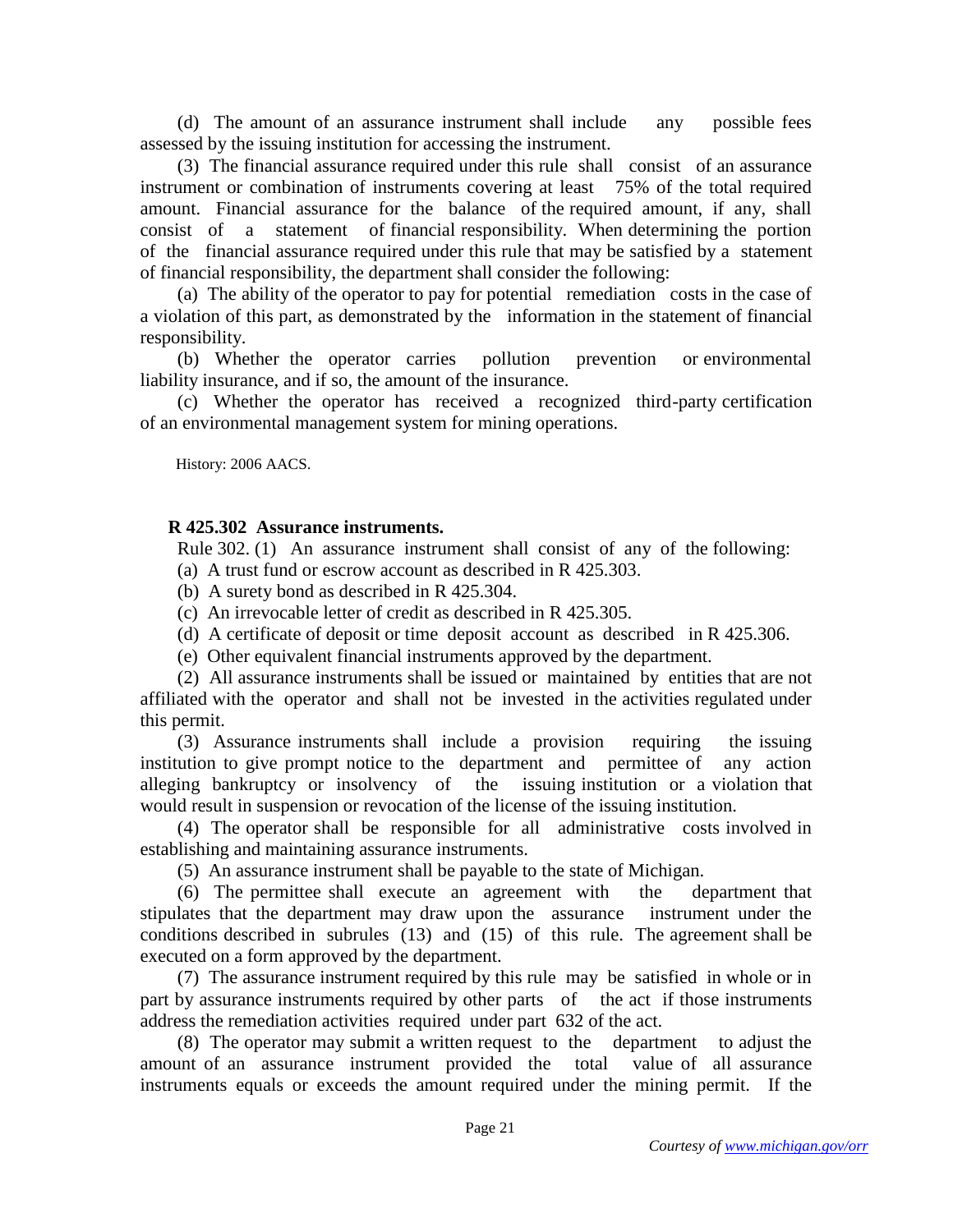(d) The amount of an assurance instrument shall include any possible fees assessed by the issuing institution for accessing the instrument.

(3) The financial assurance required under this rule shall consist of an assurance instrument or combination of instruments covering at least 75% of the total required amount. Financial assurance for the balance of the required amount, if any, shall consist of a statement of financial responsibility. When determining the portion of the financial assurance required under this rule that may be satisfied by a statement of financial responsibility, the department shall consider the following:

(a) The ability of the operator to pay for potential remediation costs in the case of a violation of this part, as demonstrated by the information in the statement of financial responsibility.

(b) Whether the operator carries pollution prevention or environmental liability insurance, and if so, the amount of the insurance.

(c) Whether the operator has received a recognized third-party certification of an environmental management system for mining operations.

History: 2006 AACS.

**R 425.302 Assurance instruments.**

Rule 302. (1) An assurance instrument shall consist of any of the following:

(a) A trust fund or escrow account as described in R 425.303.

(b) A surety bond as described in R 425.304.

(c) An irrevocable letter of credit as described in R 425.305.

(d) A certificate of deposit or time deposit account as described in R 425.306.

(e) Other equivalent financial instruments approved by the department.

(2) All assurance instruments shall be issued or maintained by entities that are not affiliated with the operator and shall not be invested in the activities regulated under this permit.

(3) Assurance instruments shall include a provision requiring the issuing institution to give prompt notice to the department and permittee of any action alleging bankruptcy or insolvency of the issuing institution or a violation that would result in suspension or revocation of the license of the issuing institution.

(4) The operator shall be responsible for all administrative costs involved in establishing and maintaining assurance instruments.

(5) An assurance instrument shall be payable to the state of Michigan.

(6) The permittee shall execute an agreement with the department that stipulates that the department may draw upon the assurance instrument under the conditions described in subrules (13) and (15) of this rule. The agreement shall be executed on a form approved by the department.

(7) The assurance instrument required by this rule may be satisfied in whole or in part by assurance instruments required by other parts of the act if those instruments address the remediation activities required under part 632 of the act.

(8) The operator may submit a written request to the department to adjust the amount of an assurance instrument provided the total value of all assurance instruments equals or exceeds the amount required under the mining permit. If the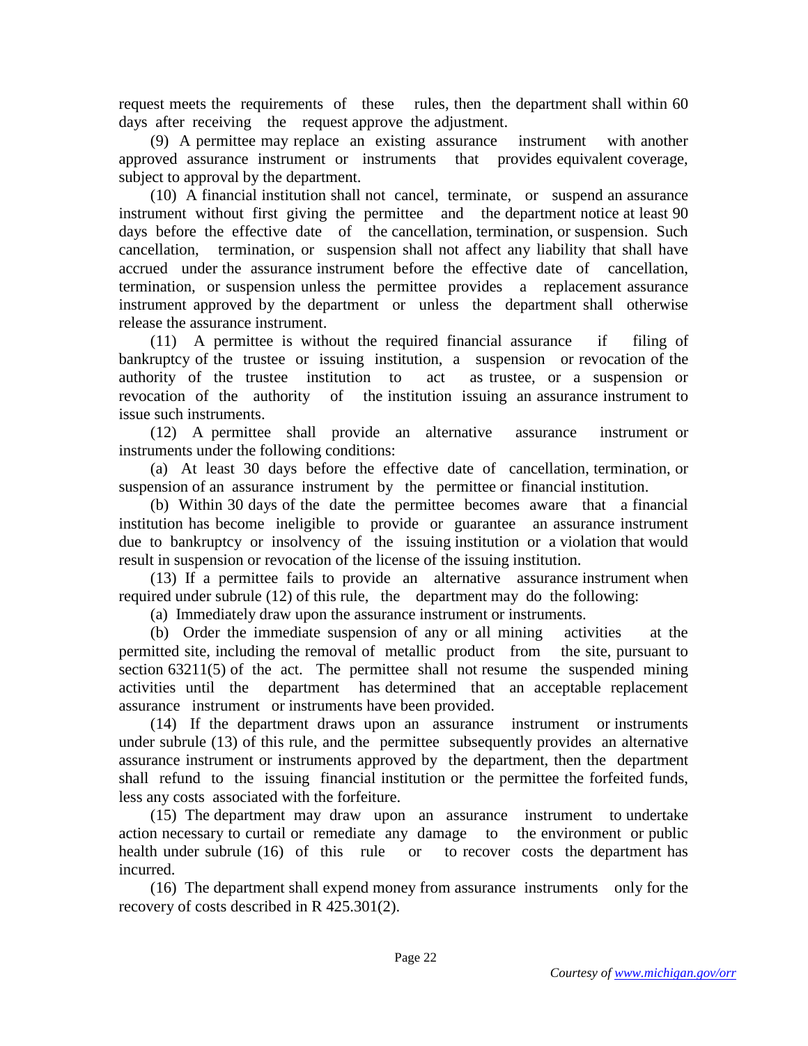request meets the requirements of these rules, then the department shall within 60 days after receiving the request approve the adjustment.

(9) A permittee may replace an existing assurance instrument with another approved assurance instrument or instruments that provides equivalent coverage, subject to approval by the department.

(10) A financial institution shall not cancel, terminate, or suspend an assurance instrument without first giving the permittee and the department notice at least 90 days before the effective date of the cancellation, termination, or suspension. Such cancellation, termination, or suspension shall not affect any liability that shall have accrued under the assurance instrument before the effective date of cancellation, termination, or suspension unless the permittee provides a replacement assurance instrument approved by the department or unless the department shall otherwise release the assurance instrument.

(11) A permittee is without the required financial assurance if filing of bankruptcy of the trustee or issuing institution, a suspension or revocation of the authority of the trustee institution to act as trustee, or a suspension or revocation of the authority of the institution issuing an assurance instrument to issue such instruments.

(12) A permittee shall provide an alternative assurance instrument or instruments under the following conditions:

(a) At least 30 days before the effective date of cancellation, termination, or suspension of an assurance instrument by the permittee or financial institution.

(b) Within 30 days of the date the permittee becomes aware that a financial institution has become ineligible to provide or guarantee an assurance instrument due to bankruptcy or insolvency of the issuing institution or a violation that would result in suspension or revocation of the license of the issuing institution.

(13) If a permittee fails to provide an alternative assurance instrument when required under subrule (12) of this rule, the department may do the following:

(a) Immediately draw upon the assurance instrument or instruments.

(b) Order the immediate suspension of any or all mining activities at the permitted site, including the removal of metallic product from the site, pursuant to section 63211(5) of the act. The permittee shall not resume the suspended mining activities until the department has determined that an acceptable replacement assurance instrument or instruments have been provided.

(14) If the department draws upon an assurance instrument or instruments under subrule (13) of this rule, and the permittee subsequently provides an alternative assurance instrument or instruments approved by the department, then the department shall refund to the issuing financial institution or the permittee the forfeited funds, less any costs associated with the forfeiture.

(15) The department may draw upon an assurance instrument to undertake action necessary to curtail or remediate any damage to the environment or public health under subrule (16) of this rule or to recover costs the department has incurred.

(16) The department shall expend money from assurance instruments only for the recovery of costs described in R 425.301(2).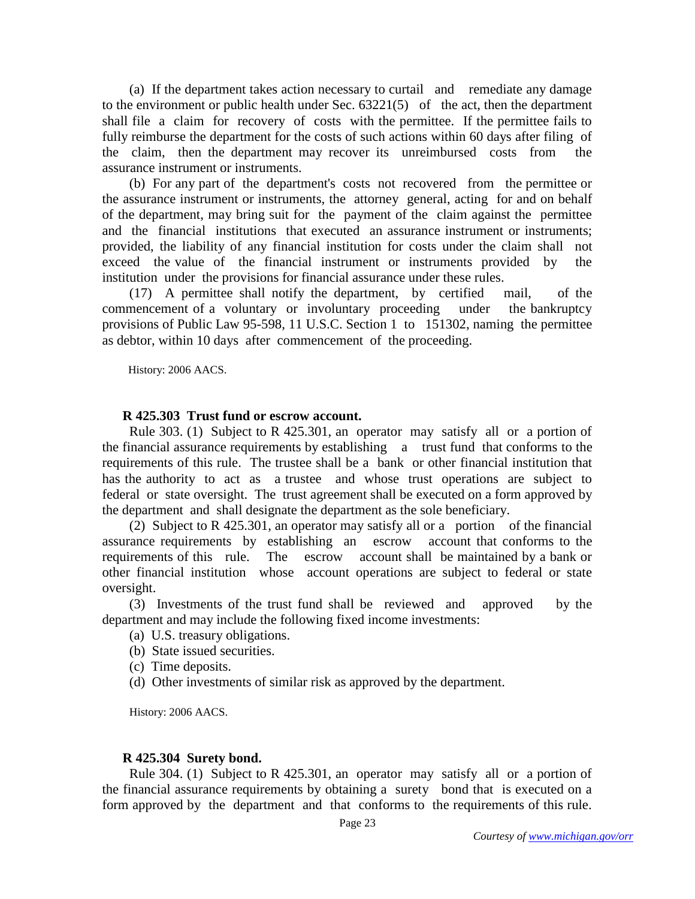(a) If the department takes action necessary to curtail and remediate any damage to the environment or public health under Sec. 63221(5) of the act, then the department shall file a claim for recovery of costs with the permittee. If the permittee fails to fully reimburse the department for the costs of such actions within 60 days after filing of the claim, then the department may recover its unreimbursed costs from the assurance instrument or instruments.

(b) For any part of the department's costs not recovered from the permittee or the assurance instrument or instruments, the attorney general, acting for and on behalf of the department, may bring suit for the payment of the claim against the permittee and the financial institutions that executed an assurance instrument or instruments; provided, the liability of any financial institution for costs under the claim shall not exceed the value of the financial instrument or instruments provided by the institution under the provisions for financial assurance under these rules.

(17) A permittee shall notify the department, by certified mail, of the commencement of a voluntary or involuntary proceeding under the bankruptcy provisions of Public Law 95-598, 11 U.S.C. Section 1 to 151302, naming the permittee as debtor, within 10 days after commencement of the proceeding.

History: 2006 AACS.

**R 425.303 Trust fund or escrow account.**

Rule 303. (1) Subject to R 425.301, an operator may satisfy all or a portion of the financial assurance requirements by establishing a trust fund that conforms to the requirements of this rule. The trustee shall be a bank or other financial institution that has the authority to act as a trustee and whose trust operations are subject to federal or state oversight. The trust agreement shall be executed on a form approved by the department and shall designate the department as the sole beneficiary.

(2) Subject to R 425.301, an operator may satisfy all or a portion of the financial assurance requirements by establishing an escrow account that conforms to the requirements of this rule. The escrow account shall be maintained by a bank or other financial institution whose account operations are subject to federal or state oversight.

(3) Investments of the trust fund shall be reviewed and approved by the department and may include the following fixed income investments:

(a) U.S. treasury obligations.

(b) State issued securities.

(c) Time deposits.

(d) Other investments of similar risk as approved by the department.

History: 2006 AACS.

**R 425.304 Surety bond.**

Rule 304. (1) Subject to R 425.301, an operator may satisfy all or a portion of the financial assurance requirements by obtaining a surety bond that is executed on a form approved by the department and that conforms to the requirements of this rule.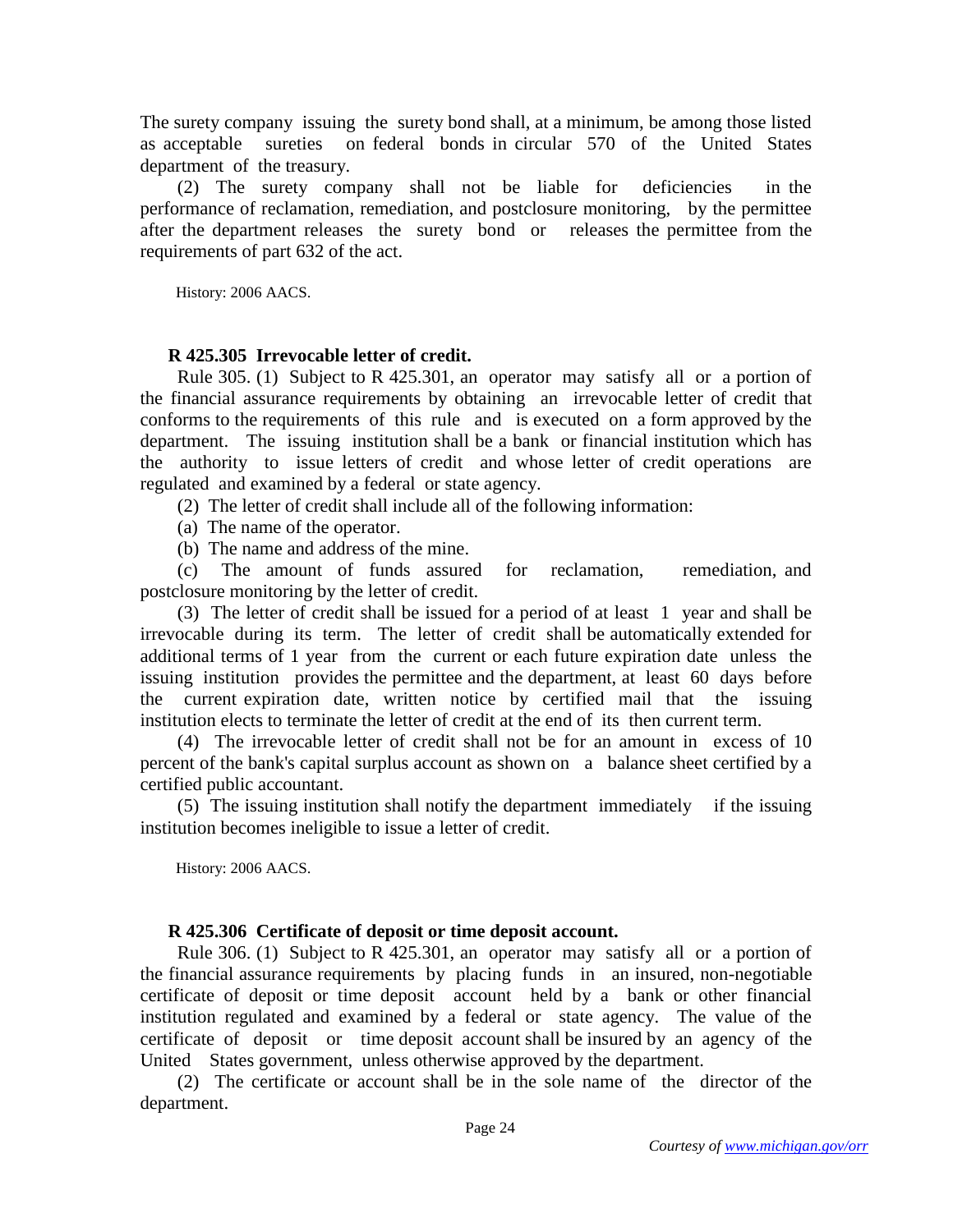The surety company issuing the surety bond shall, at a minimum, be among those listed as acceptable sureties on federal bonds in circular 570 of the United States department of the treasury.

(2) The surety company shall not be liable for deficiencies in the performance of reclamation, remediation, and postclosure monitoring, by the permittee after the department releases the surety bond or releases the permittee from the requirements of part 632 of the act.

History: 2006 AACS.

**R 425.305 Irrevocable letter of credit.**

Rule 305. (1) Subject to R 425.301, an operator may satisfy all or a portion of the financial assurance requirements by obtaining an irrevocable letter of credit that conforms to the requirements of this rule and is executed on a form approved by the department. The issuing institution shall be a bank or financial institution which has the authority to issue letters of credit and whose letter of credit operations are regulated and examined by a federal or state agency.

(2) The letter of credit shall include all of the following information:

(a) The name of the operator.

(b) The name and address of the mine.

(c) The amount of funds assured for reclamation, remediation, and postclosure monitoring by the letter of credit.

(3) The letter of credit shall be issued for a period of at least 1 year and shall be irrevocable during its term. The letter of credit shall be automatically extended for additional terms of 1 year from the current or each future expiration date unless the issuing institution provides the permittee and the department, at least 60 days before the current expiration date, written notice by certified mail that the issuing institution elects to terminate the letter of credit at the end of its then current term.

(4) The irrevocable letter of credit shall not be for an amount in excess of 10 percent of the bank's capital surplus account as shown on a balance sheet certified by a certified public accountant.

(5) The issuing institution shall notify the department immediately if the issuing institution becomes ineligible to issue a letter of credit.

History: 2006 AACS.

**R 425.306 Certificate of deposit or time deposit account.**

Rule 306. (1) Subject to R 425.301, an operator may satisfy all or a portion of the financial assurance requirements by placing funds in an insured, non-negotiable certificate of deposit or time deposit account held by a bank or other financial institution regulated and examined by a federal or state agency. The value of the certificate of deposit or time deposit account shall be insured by an agency of the United States government, unless otherwise approved by the department.

(2) The certificate or account shall be in the sole name of the director of the department.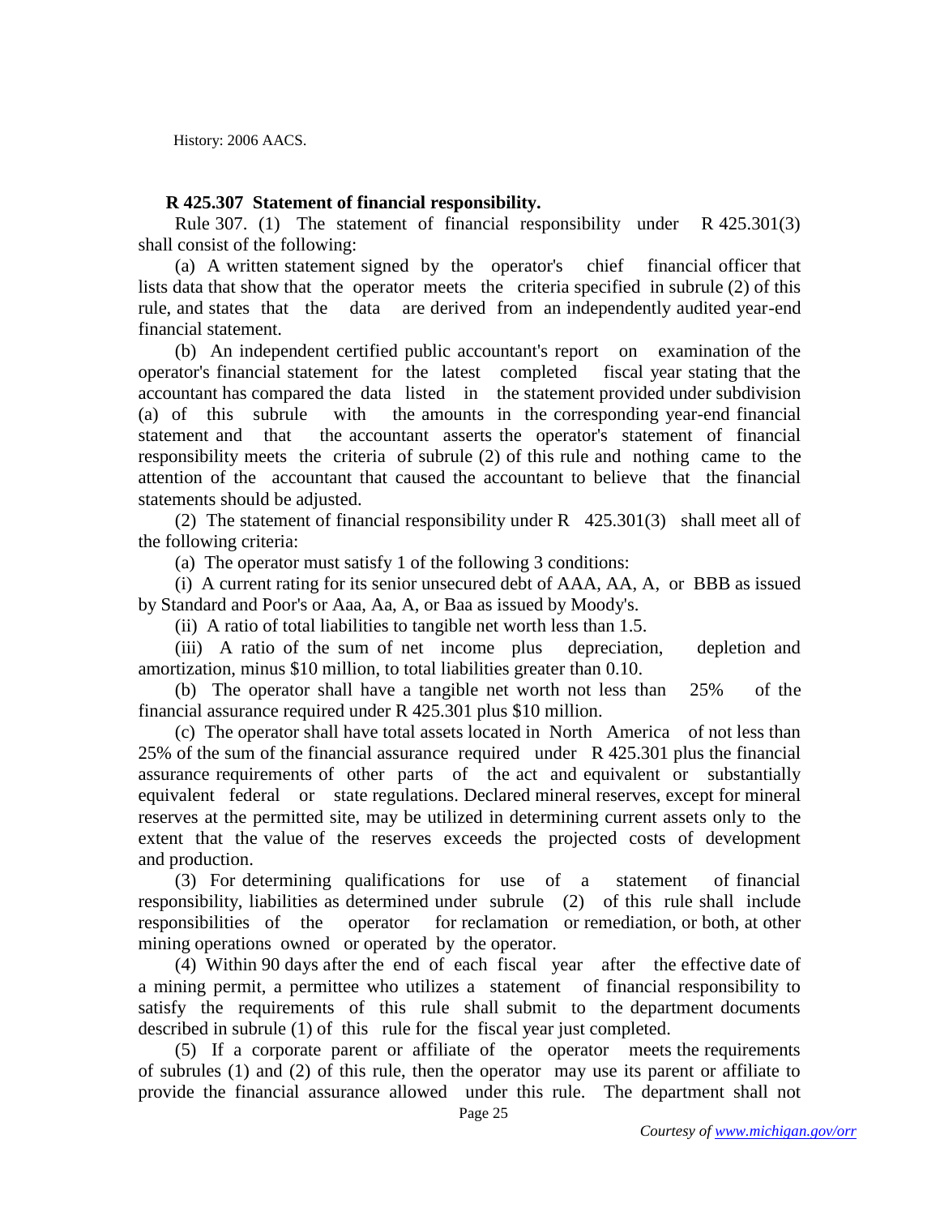History: 2006 AACS.

**R 425.307 Statement of financial responsibility.**

Rule 307. (1) The statement of financial responsibility under R 425.301(3) shall consist of the following:

(a) A written statement signed by the operator's chief financial officer that lists data that show that the operator meets the criteria specified in subrule (2) of this rule, and states that the data are derived from an independently audited year-end financial statement.

(b) An independent certified public accountant's report on examination of the operator's financial statement for the latest completed fiscal year stating that the accountant has compared the data listed in the statement provided under subdivision (a) of this subrule with the amounts in the corresponding year-end financial statement and that the accountant asserts the operator's statement of financial responsibility meets the criteria of subrule (2) of this rule and nothing came to the attention of the accountant that caused the accountant to believe that the financial statements should be adjusted.

(2) The statement of financial responsibility under R 425.301(3) shall meet all of the following criteria:

(a) The operator must satisfy 1 of the following 3 conditions:

(i) A current rating for its senior unsecured debt of AAA, AA, A, or BBB as issued by Standard and Poor's or Aaa, Aa, A, or Baa as issued by Moody's.

(ii) A ratio of total liabilities to tangible net worth less than 1.5.

(iii) A ratio of the sum of net income plus depreciation, depletion and amortization, minus $10 million, to total liabilities greater than 0.10.

(b) The operator shall have a tangible net worth not less than 25% of the financial assurance required under R 425.301 plus $10 million.

(c) The operator shall have total assets located in North America of not less than 25% of the sum of the financial assurance required under R 425.301 plus the financial assurance requirements of other parts of the act and equivalent or substantially equivalent federal or state regulations. Declared mineral reserves, except for mineral reserves at the permitted site, may be utilized in determining current assets only to the extent that the value of the reserves exceeds the projected costs of development and production.

(3) For determining qualifications for use of a statement of financial responsibility, liabilities as determined under subrule (2) of this rule shall include responsibilities of the operator for reclamation or remediation, or both, at other mining operations owned or operated by the operator.

(4) Within 90 days after the end of each fiscal year after the effective date of a mining permit, a permittee who utilizes a statement of financial responsibility to satisfy the requirements of this rule shall submit to the department documents described in subrule (1) of this rule for the fiscal year just completed.

(5) If a corporate parent or affiliate of the operator meets the requirements of subrules (1) and (2) of this rule, then the operator may use its parent or affiliate to provide the financial assurance allowed under this rule. The department shall not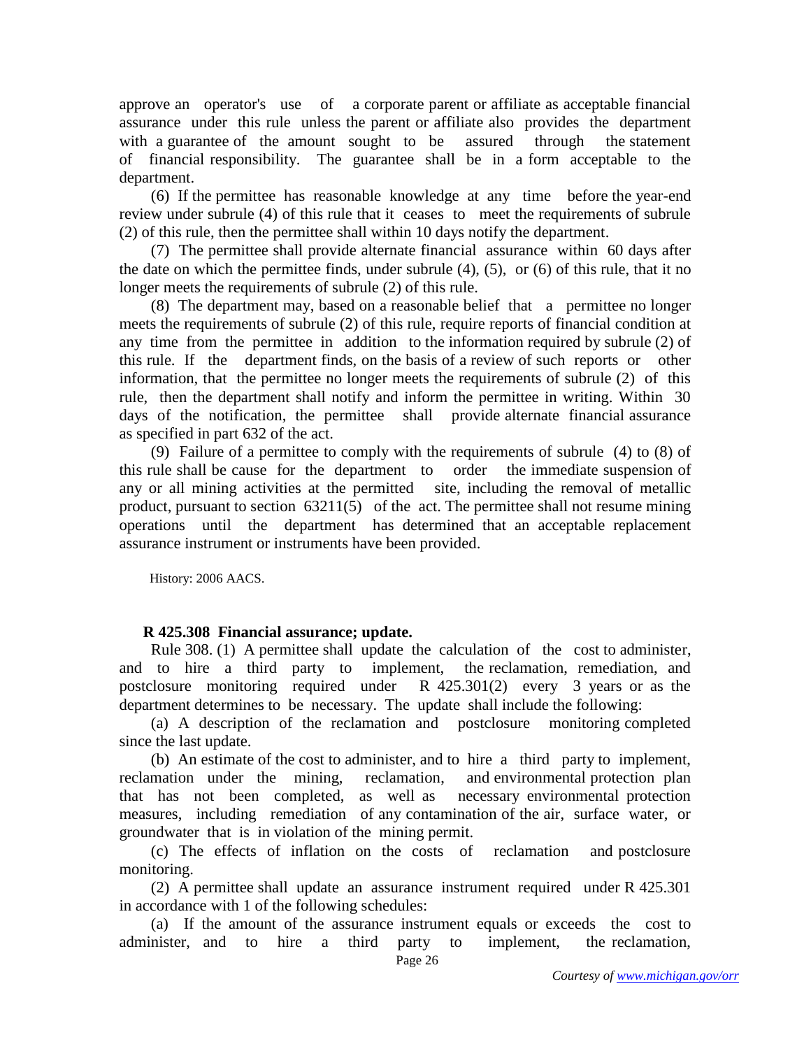approve an operator's use of a corporate parent or affiliate as acceptable financial assurance under this rule unless the parent or affiliate also provides the department with a guarantee of the amount sought to be assured through the statement of financial responsibility. The guarantee shall be in a form acceptable to the department.

(6) If the permittee has reasonable knowledge at any time before the year-end review under subrule (4) of this rule that it ceases to meet the requirements of subrule (2) of this rule, then the permittee shall within 10 days notify the department.

(7) The permittee shall provide alternate financial assurance within 60 days after the date on which the permittee finds, under subrule (4), (5), or (6) of this rule, that it no longer meets the requirements of subrule (2) of this rule.

(8) The department may, based on a reasonable belief that a permittee no longer meets the requirements of subrule (2) of this rule, require reports of financial condition at any time from the permittee in addition to the information required by subrule (2) of this rule. If the department finds, on the basis of a review of such reports or other information, that the permittee no longer meets the requirements of subrule (2) of this rule, then the department shall notify and inform the permittee in writing. Within 30 days of the notification, the permittee shall provide alternate financial assurance as specified in part 632 of the act.

(9) Failure of a permittee to comply with the requirements of subrule (4) to (8) of this rule shall be cause for the department to order the immediate suspension of any or all mining activities at the permitted site, including the removal of metallic product, pursuant to section 63211(5) of the act. The permittee shall not resume mining operations until the department has determined that an acceptable replacement assurance instrument or instruments have been provided.

History: 2006 AACS.

**R 425.308 Financial assurance; update.**

Rule 308. (1) A permittee shall update the calculation of the cost to administer, and to hire a third party to implement, the reclamation, remediation, and postclosure monitoring required under R 425.301(2) every 3 years or as the department determines to be necessary. The update shall include the following:

(a) A description of the reclamation and postclosure monitoring completed since the last update.

(b) An estimate of the cost to administer, and to hire a third party to implement, reclamation under the mining, reclamation, and environmental protection plan that has not been completed, as well as necessary environmental protection measures, including remediation of any contamination of the air, surface water, or groundwater that is in violation of the mining permit.

(c) The effects of inflation on the costs of reclamation and postclosure monitoring.

(2) A permittee shall update an assurance instrument required under R 425.301 in accordance with 1 of the following schedules:

(a) If the amount of the assurance instrument equals or exceeds the cost to administer, and to hire a third party to implement, the reclamation,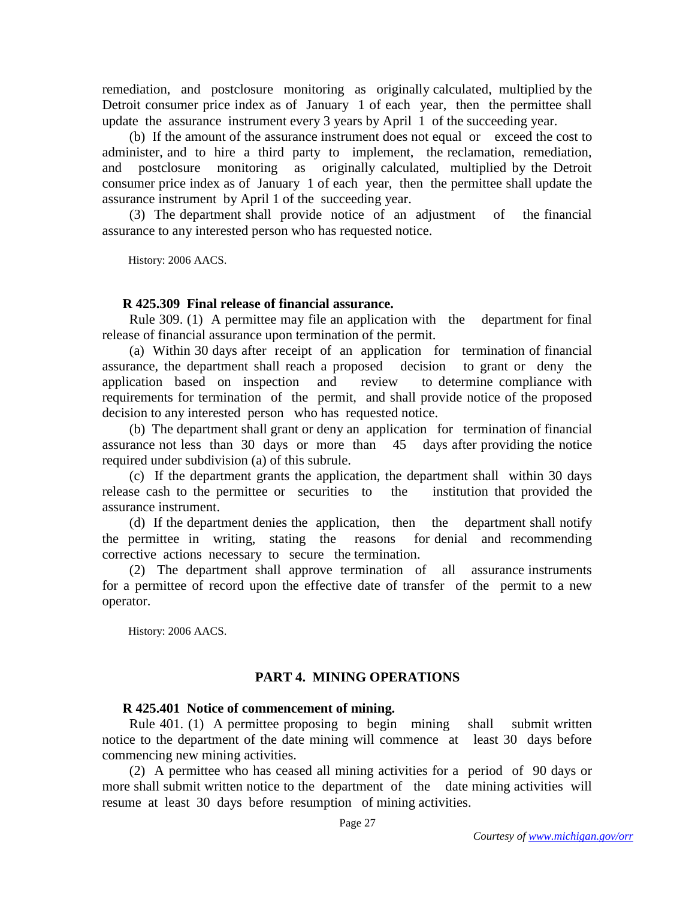remediation, and postclosure monitoring as originally calculated, multiplied by the Detroit consumer price index as of January 1 of each year, then the permittee shall update the assurance instrument every 3 years by April 1 of the succeeding year.

(b) If the amount of the assurance instrument does not equal or exceed the cost to administer, and to hire a third party to implement, the reclamation, remediation, and postclosure monitoring as originally calculated, multiplied by the Detroit consumer price index as of January 1 of each year, then the permittee shall update the assurance instrument by April 1 of the succeeding year.

(3) The department shall provide notice of an adjustment of the financial assurance to any interested person who has requested notice.

History: 2006 AACS.

**R 425.309 Final release of financial assurance.**

Rule 309. (1) A permittee may file an application with the department for final release of financial assurance upon termination of the permit.

(a) Within 30 days after receipt of an application for termination of financial assurance, the department shall reach a proposed decision to grant or deny the application based on inspection and review to determine compliance with requirements for termination of the permit, and shall provide notice of the proposed decision to any interested person who has requested notice.

(b) The department shall grant or deny an application for termination of financial assurance not less than 30 days or more than 45 days after providing the notice required under subdivision (a) of this subrule.

(c) If the department grants the application, the department shall within 30 days release cash to the permittee or securities to the institution that provided the assurance instrument.

(d) If the department denies the application, then the department shall notify the permittee in writing, stating the reasons for denial and recommending corrective actions necessary to secure the termination.

(2) The department shall approve termination of all assurance instruments for a permittee of record upon the effective date of transfer of the permit to a new operator.

History: 2006 AACS.

## PART 4. MINING OPERATIONS

**R 425.401 Notice of commencement of mining.**

Rule 401. (1) A permittee proposing to begin mining shall submit written notice to the department of the date mining will commence at least 30 days before commencing new mining activities.

(2) A permittee who has ceased all mining activities for a period of 90 days or more shall submit written notice to the department of the date mining activities will resume at least 30 days before resumption of mining activities.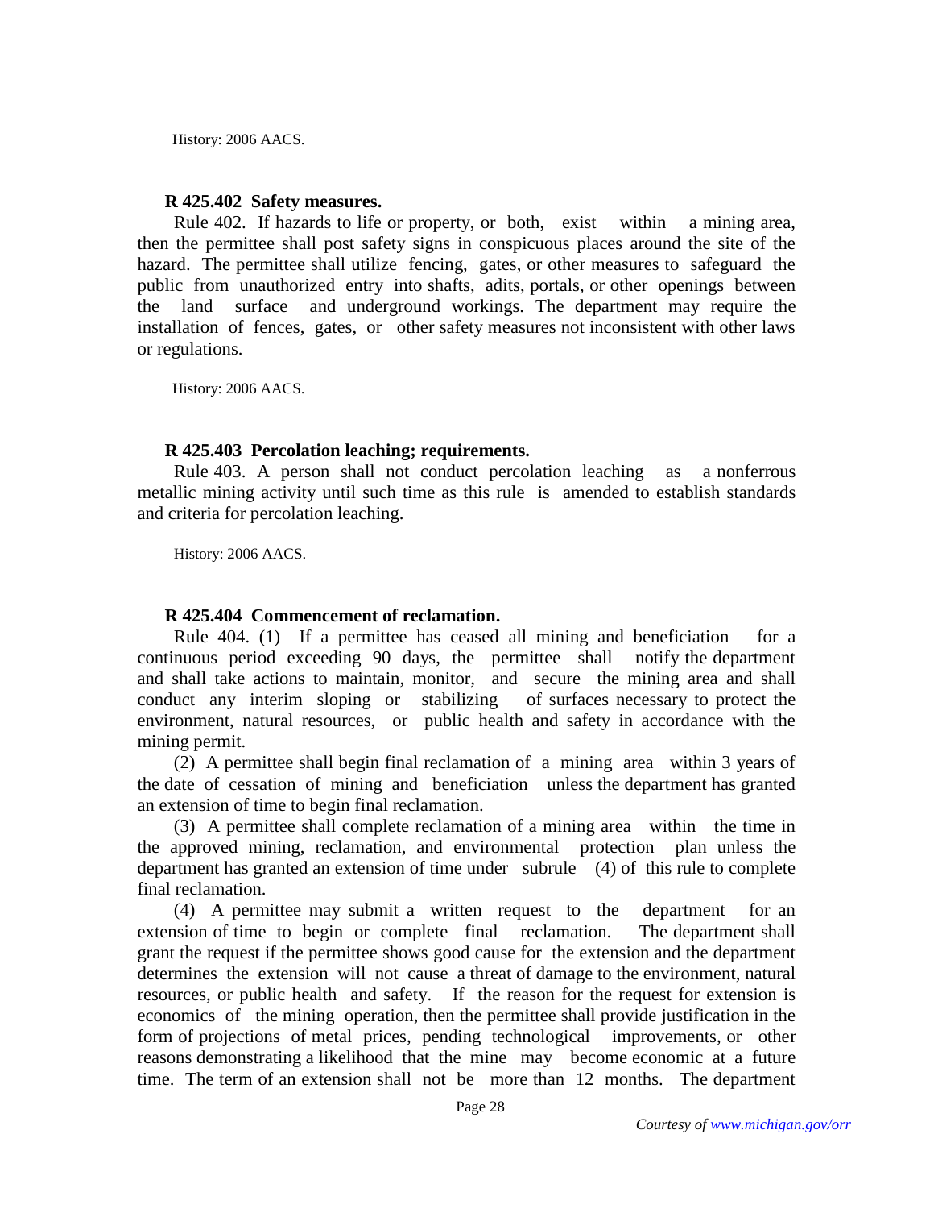History: 2006 AACS.

### R 425.402 Safety measures.

Rule 402. If hazards to life or property, or both, exist within a mining area, then the permittee shall post safety signs in conspicuous places around the site of the hazard. The permittee shall utilize fencing, gates, or other measures to safeguard the public from unauthorized entry into shafts, adits, portals, or other openings between the land surface and underground workings. The department may require the installation of fences, gates, or other safety measures not inconsistent with other laws or regulations.

History: 2006 AACS.

### R 425.403 Percolation leaching; requirements.

Rule 403. A person shall not conduct percolation leaching as a nonferrous metallic mining activity until such time as this rule is amended to establish standards and criteria for percolation leaching.

History: 2006 AACS.

### R 425.404 Commencement of reclamation.

Rule 404. (1) If a permittee has ceased all mining and beneficiation for a continuous period exceeding 90 days, the permittee shall notify the department and shall take actions to maintain, monitor, and secure the mining area and shall conduct any interim sloping or stabilizing of surfaces necessary to protect the environment, natural resources, or public health and safety in accordance with the mining permit.

(2) A permittee shall begin final reclamation of a mining area within 3 years of the date of cessation of mining and beneficiation unless the department has granted an extension of time to begin final reclamation.

(3) A permittee shall complete reclamation of a mining area within the time in the approved mining, reclamation, and environmental protection plan unless the department has granted an extension of time under subrule (4) of this rule to complete final reclamation.

(4) A permittee may submit a written request to the department for an extension of time to begin or complete final reclamation. The department shall grant the request if the permittee shows good cause for the extension and the department determines the extension will not cause a threat of damage to the environment, natural resources, or public health and safety. If the reason for the request for extension is economics of the mining operation, then the permittee shall provide justification in the form of projections of metal prices, pending technological improvements, or other reasons demonstrating a likelihood that the mine may become economic at a future time. The term of an extension shall not be more than 12 months. The department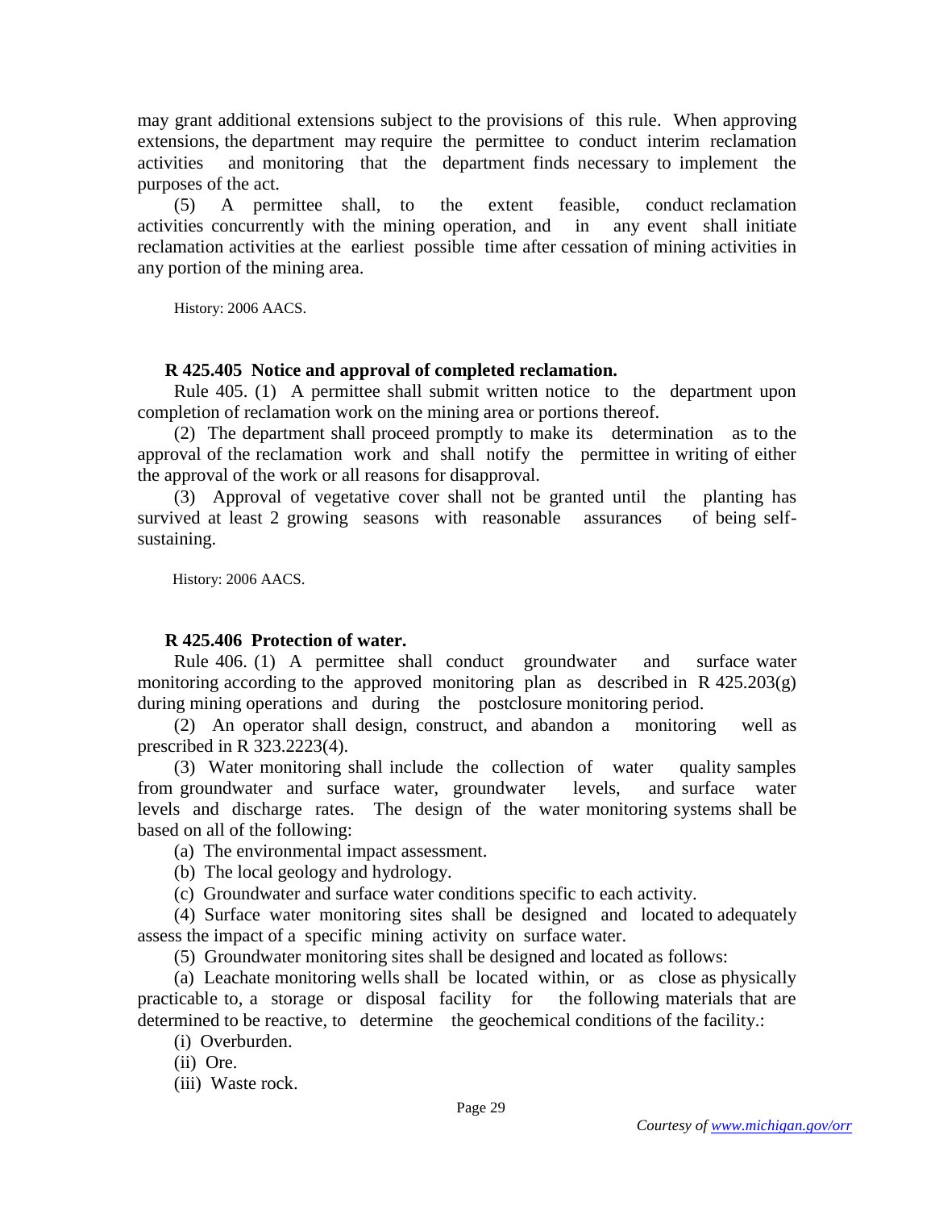may grant additional extensions subject to the provisions of this rule. When approving extensions, the department may require the permittee to conduct interim reclamation activities and monitoring that the department finds necessary to implement the purposes of the act.

(5) A permittee shall, to the extent feasible, conduct reclamation activities concurrently with the mining operation, and in any event shall initiate reclamation activities at the earliest possible time after cessation of mining activities in any portion of the mining area.

History: 2006 AACS.

**R 425.405 Notice and approval of completed reclamation.**

Rule 405. (1) A permittee shall submit written notice to the department upon completion of reclamation work on the mining area or portions thereof.

(2) The department shall proceed promptly to make its determination as to the approval of the reclamation work and shall notify the permittee in writing of either the approval of the work or all reasons for disapproval.

(3) Approval of vegetative cover shall not be granted until the planting has survived at least 2 growing seasons with reasonable assurances of being self-sustaining.

History: 2006 AACS.

**R 425.406 Protection of water.**

Rule 406. (1) A permittee shall conduct groundwater and surface water monitoring according to the approved monitoring plan as described in R 425.203(g) during mining operations and during the postclosure monitoring period.

(2) An operator shall design, construct, and abandon a monitoring well as prescribed in R 323.2223(4).

(3) Water monitoring shall include the collection of water quality samples from groundwater and surface water, groundwater levels, and surface water levels and discharge rates. The design of the water monitoring systems shall be based on all of the following:

(a) The environmental impact assessment.

(b) The local geology and hydrology.

(c) Groundwater and surface water conditions specific to each activity.

(4) Surface water monitoring sites shall be designed and located to adequately assess the impact of a specific mining activity on surface water.

(5) Groundwater monitoring sites shall be designed and located as follows:

(a) Leachate monitoring wells shall be located within, or as close as physically practicable to, a storage or disposal facility for the following materials that are determined to be reactive, to determine the geochemical conditions of the facility.:

(i) Overburden.

(ii) Ore.

(iii) Waste rock.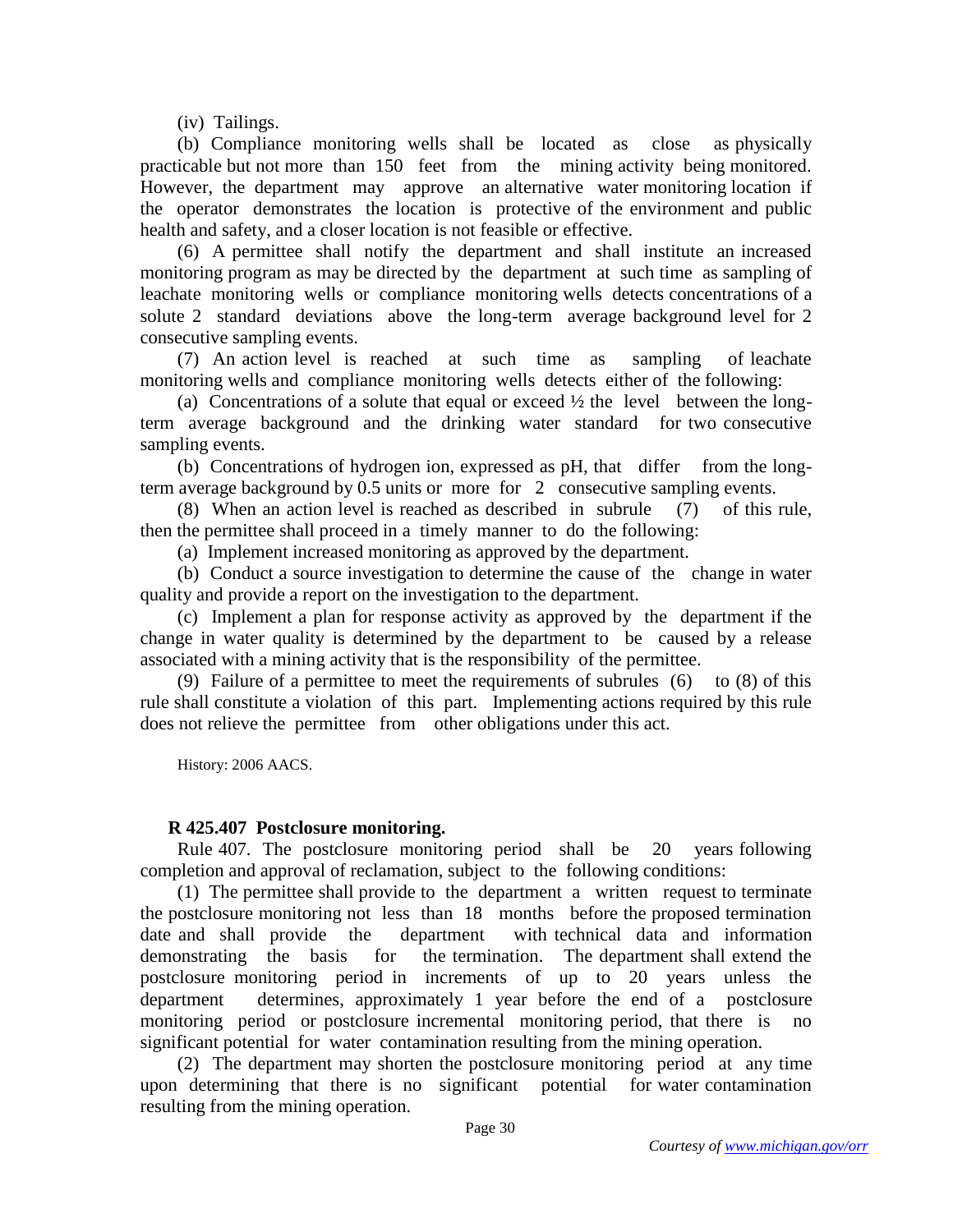(iv) Tailings.

(b) Compliance monitoring wells shall be located as close as physically practicable but not more than 150 feet from the mining activity being monitored. However, the department may approve an alternative water monitoring location if the operator demonstrates the location is protective of the environment and public health and safety, and a closer location is not feasible or effective.

(6) A permittee shall notify the department and shall institute an increased monitoring program as may be directed by the department at such time as sampling of leachate monitoring wells or compliance monitoring wells detects concentrations of a solute 2 standard deviations above the long-term average background level for 2 consecutive sampling events.

(7) An action level is reached at such time as sampling of leachate monitoring wells and compliance monitoring wells detects either of the following:

(a) Concentrations of a solute that equal or exceed ½ the level between the long-term average background and the drinking water standard for two consecutive sampling events.

(b) Concentrations of hydrogen ion, expressed as pH, that differ from the long-term average background by 0.5 units or more for 2 consecutive sampling events.

(8) When an action level is reached as described in subrule (7) of this rule, then the permittee shall proceed in a timely manner to do the following:

(a) Implement increased monitoring as approved by the department.

(b) Conduct a source investigation to determine the cause of the change in water quality and provide a report on the investigation to the department.

(c) Implement a plan for response activity as approved by the department if the change in water quality is determined by the department to be caused by a release associated with a mining activity that is the responsibility of the permittee.

(9) Failure of a permittee to meet the requirements of subrules (6) to (8) of this rule shall constitute a violation of this part. Implementing actions required by this rule does not relieve the permittee from other obligations under this act.

History: 2006 AACS.

**R 425.407 Postclosure monitoring.**

Rule 407. The postclosure monitoring period shall be 20 years following completion and approval of reclamation, subject to the following conditions:

(1) The permittee shall provide to the department a written request to terminate the postclosure monitoring not less than 18 months before the proposed termination date and shall provide the department with technical data and information demonstrating the basis for the termination. The department shall extend the postclosure monitoring period in increments of up to 20 years unless the department determines, approximately 1 year before the end of a postclosure monitoring period or postclosure incremental monitoring period, that there is no significant potential for water contamination resulting from the mining operation.

(2) The department may shorten the postclosure monitoring period at any time upon determining that there is no significant potential for water contamination resulting from the mining operation.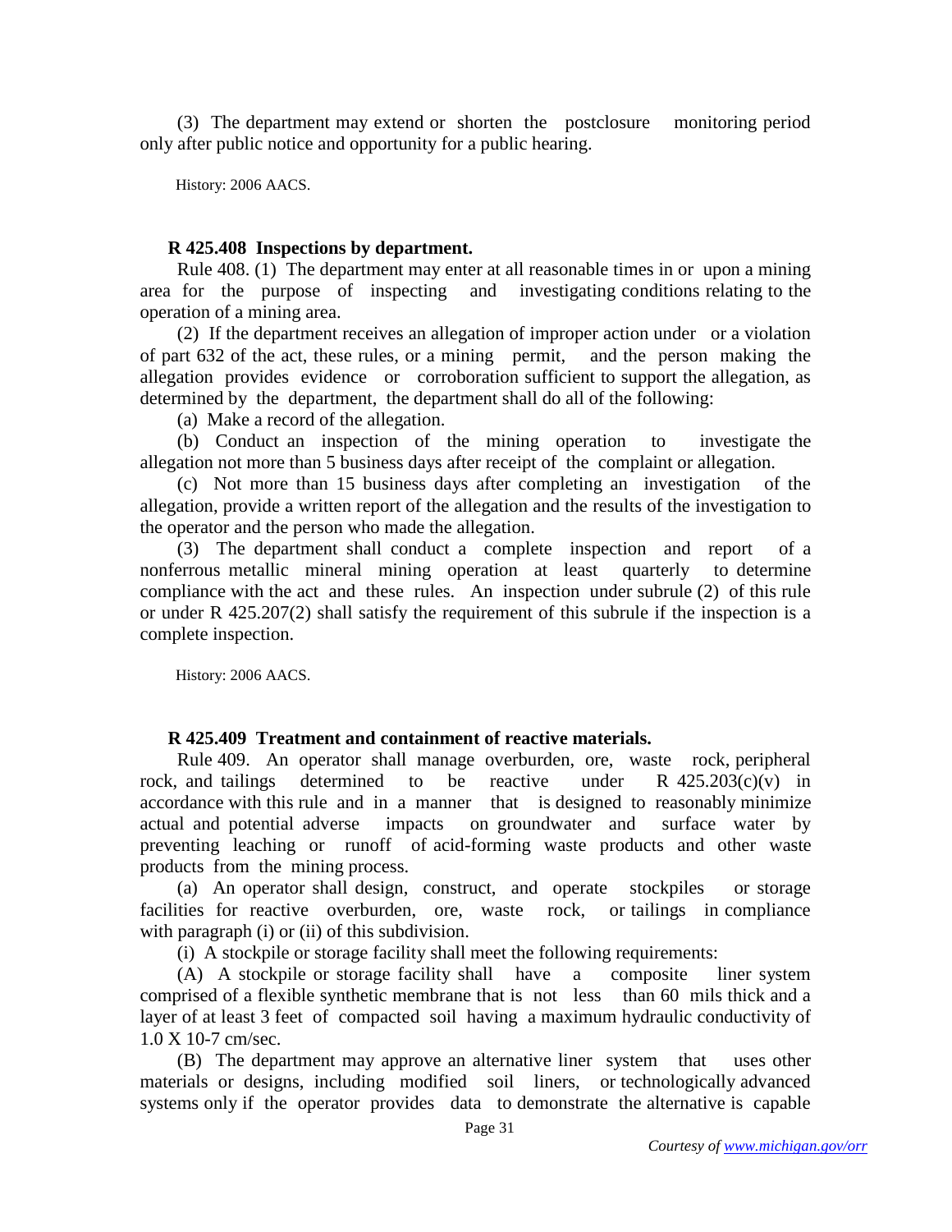(3) The department may extend or shorten the postclosure monitoring period only after public notice and opportunity for a public hearing.

History: 2006 AACS.

**R 425.408 Inspections by department.**

Rule 408. (1) The department may enter at all reasonable times in or upon a mining area for the purpose of inspecting and investigating conditions relating to the operation of a mining area.

(2) If the department receives an allegation of improper action under or a violation of part 632 of the act, these rules, or a mining permit, and the person making the allegation provides evidence or corroboration sufficient to support the allegation, as determined by the department, the department shall do all of the following:

(a) Make a record of the allegation.

(b) Conduct an inspection of the mining operation to investigate the allegation not more than 5 business days after receipt of the complaint or allegation.

(c) Not more than 15 business days after completing an investigation of the allegation, provide a written report of the allegation and the results of the investigation to the operator and the person who made the allegation.

(3) The department shall conduct a complete inspection and report of a nonferrous metallic mineral mining operation at least quarterly to determine compliance with the act and these rules. An inspection under subrule (2) of this rule or under R 425.207(2) shall satisfy the requirement of this subrule if the inspection is a complete inspection.

History: 2006 AACS.

**R 425.409 Treatment and containment of reactive materials.**

Rule 409. An operator shall manage overburden, ore, waste rock, peripheral rock, and tailings determined to be reactive under R 425.203(c)(v) in accordance with this rule and in a manner that is designed to reasonably minimize actual and potential adverse impacts on groundwater and surface water by preventing leaching or runoff of acid-forming waste products and other waste products from the mining process.

(a) An operator shall design, construct, and operate stockpiles or storage facilities for reactive overburden, ore, waste rock, or tailings in compliance with paragraph (i) or (ii) of this subdivision.

(i) A stockpile or storage facility shall meet the following requirements:

(A) A stockpile or storage facility shall have a composite liner system comprised of a flexible synthetic membrane that is not less than 60 mils thick and a layer of at least 3 feet of compacted soil having a maximum hydraulic conductivity of $1.0 \times 10^{-7}$ cm/sec.

(B) The department may approve an alternative liner system that uses other materials or designs, including modified soil liners, or technologically advanced systems only if the operator provides data to demonstrate the alternative is capable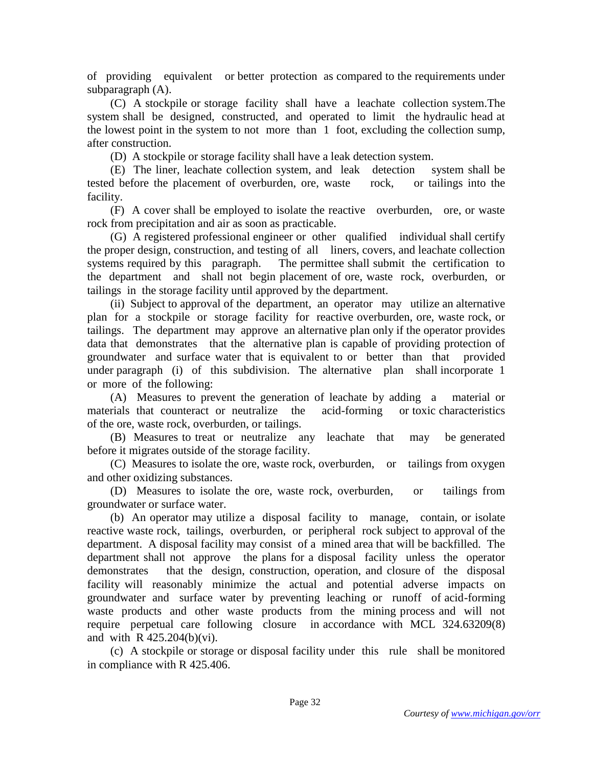of providing equivalent or better protection as compared to the requirements under subparagraph (A).

(C) A stockpile or storage facility shall have a leachate collection system.The system shall be designed, constructed, and operated to limit the hydraulic head at the lowest point in the system to not more than 1 foot, excluding the collection sump, after construction.

(D) A stockpile or storage facility shall have a leak detection system.

(E) The liner, leachate collection system, and leak detection system shall be tested before the placement of overburden, ore, waste rock, or tailings into the facility.

(F) A cover shall be employed to isolate the reactive overburden, ore, or waste rock from precipitation and air as soon as practicable.

(G) A registered professional engineer or other qualified individual shall certify the proper design, construction, and testing of all liners, covers, and leachate collection systems required by this paragraph. The permittee shall submit the certification to the department and shall not begin placement of ore, waste rock, overburden, or tailings in the storage facility until approved by the department.

(ii) Subject to approval of the department, an operator may utilize an alternative plan for a stockpile or storage facility for reactive overburden, ore, waste rock, or tailings. The department may approve an alternative plan only if the operator provides data that demonstrates that the alternative plan is capable of providing protection of groundwater and surface water that is equivalent to or better than that provided under paragraph (i) of this subdivision. The alternative plan shall incorporate 1 or more of the following:

(A) Measures to prevent the generation of leachate by adding a material or materials that counteract or neutralize the acid-forming or toxic characteristics of the ore, waste rock, overburden, or tailings.

(B) Measures to treat or neutralize any leachate that may be generated before it migrates outside of the storage facility.

(C) Measures to isolate the ore, waste rock, overburden, or tailings from oxygen and other oxidizing substances.

(D) Measures to isolate the ore, waste rock, overburden, or tailings from groundwater or surface water.

(b) An operator may utilize a disposal facility to manage, contain, or isolate reactive waste rock, tailings, overburden, or peripheral rock subject to approval of the department. A disposal facility may consist of a mined area that will be backfilled. The department shall not approve the plans for a disposal facility unless the operator demonstrates that the design, construction, operation, and closure of the disposal facility will reasonably minimize the actual and potential adverse impacts on groundwater and surface water by preventing leaching or runoff of acid-forming waste products and other waste products from the mining process and will not require perpetual care following closure in accordance with MCL 324.63209(8) and with R 425.204(b)(vi).

(c) A stockpile or storage or disposal facility under this rule shall be monitored in compliance with R 425.406.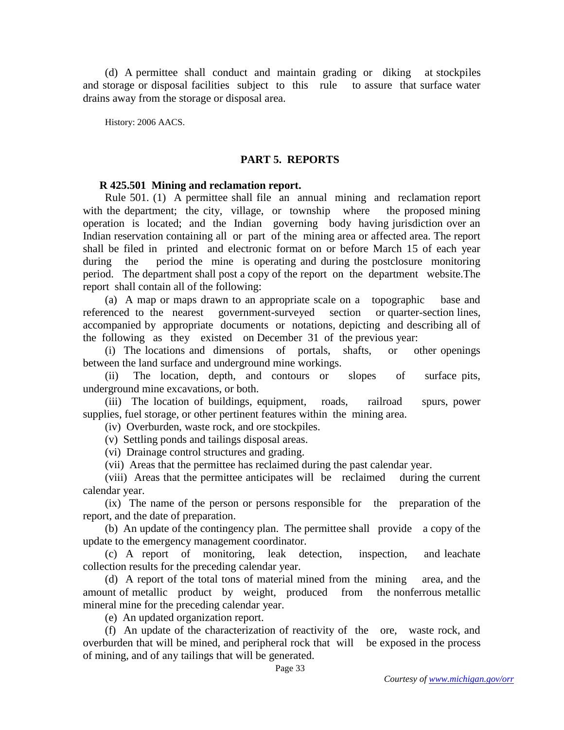(d) A permittee shall conduct and maintain grading or diking at stockpiles and storage or disposal facilities subject to this rule to assure that surface water drains away from the storage or disposal area.

History: 2006 AACS.

## PART 5. REPORTS

### R 425.501 Mining and reclamation report.

Rule 501. (1) A permittee shall file an annual mining and reclamation report with the department; the city, village, or township where the proposed mining operation is located; and the Indian governing body having jurisdiction over an Indian reservation containing all or part of the mining area or affected area. The report shall be filed in printed and electronic format on or before March 15 of each year during the period the mine is operating and during the postclosure monitoring period. The department shall post a copy of the report on the department website.The report shall contain all of the following:

(a) A map or maps drawn to an appropriate scale on a topographic base and referenced to the nearest government-surveyed section or quarter-section lines, accompanied by appropriate documents or notations, depicting and describing all of the following as they existed on December 31 of the previous year:

(i) The locations and dimensions of portals, shafts, or other openings between the land surface and underground mine workings.

(ii) The location, depth, and contours or slopes of surface pits, underground mine excavations, or both.

(iii) The location of buildings, equipment, roads, railroad spurs, power supplies, fuel storage, or other pertinent features within the mining area.

(iv) Overburden, waste rock, and ore stockpiles.

(v) Settling ponds and tailings disposal areas.

(vi) Drainage control structures and grading.

(vii) Areas that the permittee has reclaimed during the past calendar year.

(viii) Areas that the permittee anticipates will be reclaimed during the current calendar year.

(ix) The name of the person or persons responsible for the preparation of the report, and the date of preparation.

(b) An update of the contingency plan. The permittee shall provide a copy of the update to the emergency management coordinator.

(c) A report of monitoring, leak detection, inspection, and leachate collection results for the preceding calendar year.

(d) A report of the total tons of material mined from the mining area, and the amount of metallic product by weight, produced from the nonferrous metallic mineral mine for the preceding calendar year.

(e) An updated organization report.

(f) An update of the characterization of reactivity of the ore, waste rock, and overburden that will be mined, and peripheral rock that will be exposed in the process of mining, and of any tailings that will be generated.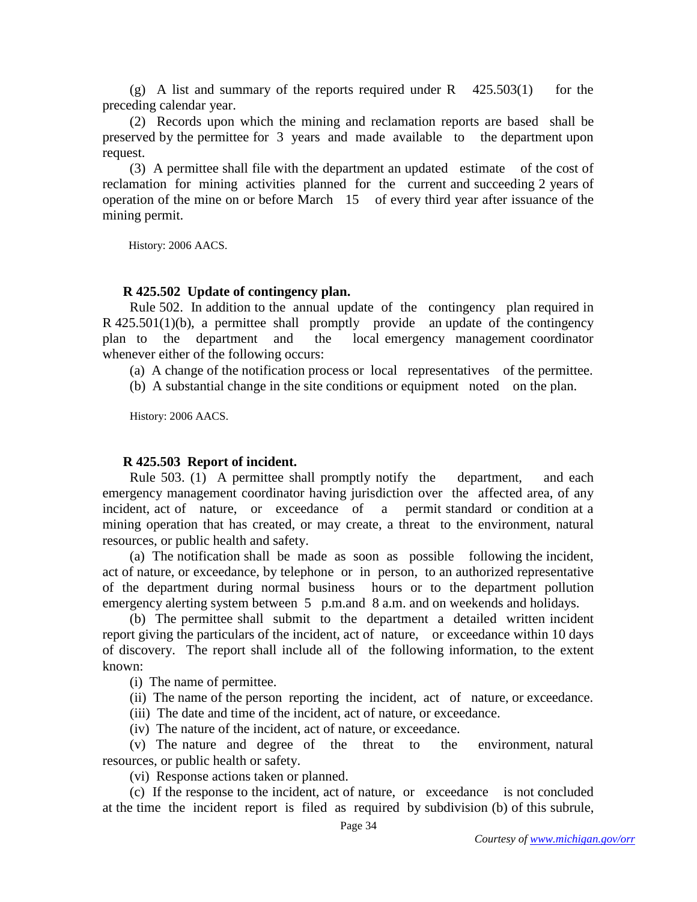(g) A list and summary of the reports required under R 425.503(1) for the preceding calendar year.

(2) Records upon which the mining and reclamation reports are based shall be preserved by the permittee for 3 years and made available to the department upon request.

(3) A permittee shall file with the department an updated estimate of the cost of reclamation for mining activities planned for the current and succeeding 2 years of operation of the mine on or before March 15 of every third year after issuance of the mining permit.

History: 2006 AACS.

**R 425.502 Update of contingency plan.**

Rule 502. In addition to the annual update of the contingency plan required in R 425.501(1)(b), a permittee shall promptly provide an update of the contingency plan to the department and the local emergency management coordinator whenever either of the following occurs:

(a) A change of the notification process or local representatives of the permittee.

(b) A substantial change in the site conditions or equipment noted on the plan.

History: 2006 AACS.

**R 425.503 Report of incident.**

Rule 503. (1) A permittee shall promptly notify the department, and each emergency management coordinator having jurisdiction over the affected area, of any incident, act of nature, or exceedance of a permit standard or condition at a mining operation that has created, or may create, a threat to the environment, natural resources, or public health and safety.

(a) The notification shall be made as soon as possible following the incident, act of nature, or exceedance, by telephone or in person, to an authorized representative of the department during normal business hours or to the department pollution emergency alerting system between 5 p.m.and 8 a.m. and on weekends and holidays.

(b) The permittee shall submit to the department a detailed written incident report giving the particulars of the incident, act of nature, or exceedance within 10 days of discovery. The report shall include all of the following information, to the extent known:

(i) The name of permittee.

(ii) The name of the person reporting the incident, act of nature, or exceedance.

(iii) The date and time of the incident, act of nature, or exceedance.

(iv) The nature of the incident, act of nature, or exceedance.

(v) The nature and degree of the threat to the environment, natural resources, or public health or safety.

(vi) Response actions taken or planned.

(c) If the response to the incident, act of nature, or exceedance is not concluded at the time the incident report is filed as required by subdivision (b) of this subrule,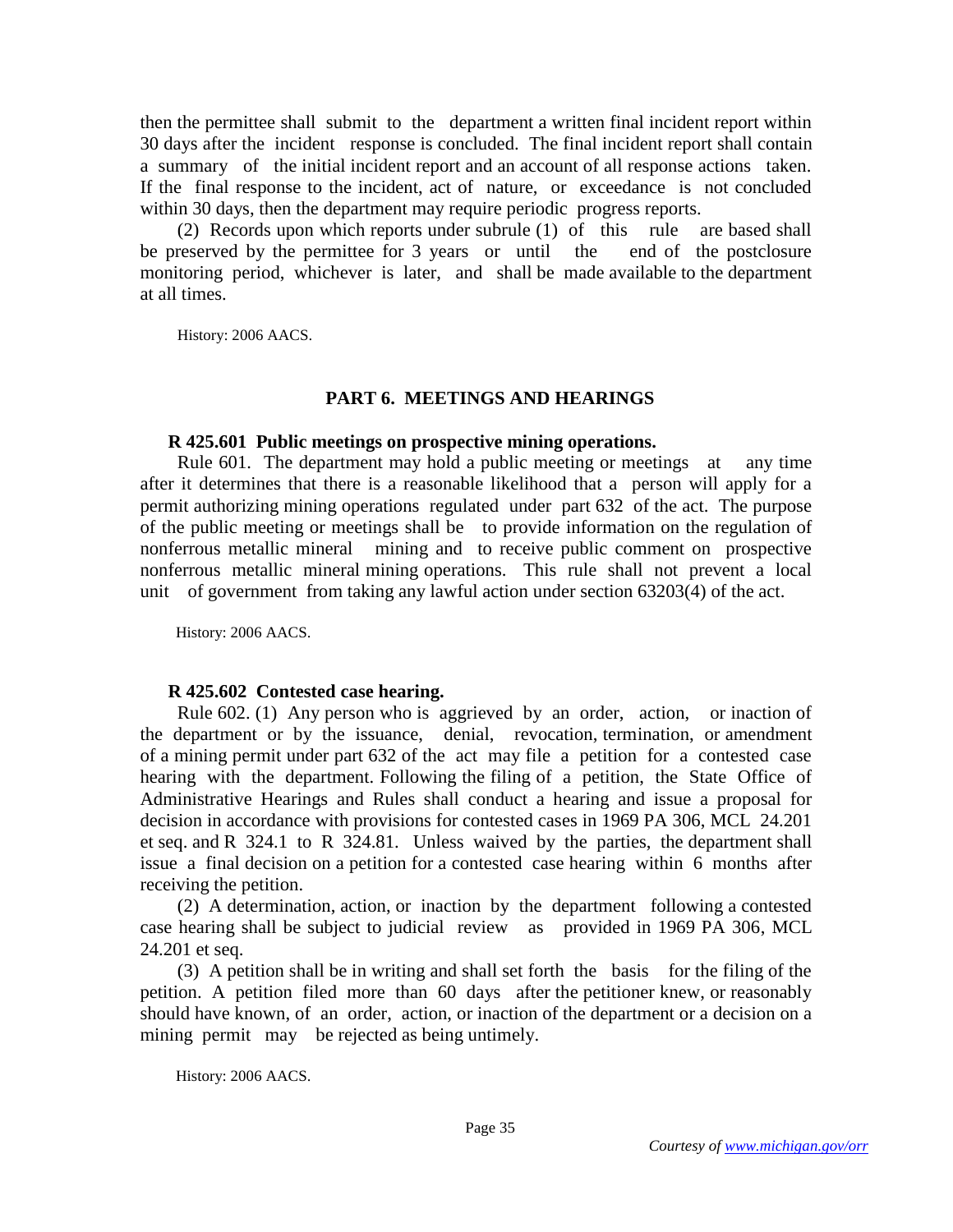then the permittee shall submit to the department a written final incident report within 30 days after the incident response is concluded. The final incident report shall contain a summary of the initial incident report and an account of all response actions taken. If the final response to the incident, act of nature, or exceedance is not concluded within 30 days, then the department may require periodic progress reports.

(2) Records upon which reports under subrule (1) of this rule are based shall be preserved by the permittee for 3 years or until the end of the postclosure monitoring period, whichever is later, and shall be made available to the department at all times.

History: 2006 AACS.

## PART 6. MEETINGS AND HEARINGS

**R 425.601 Public meetings on prospective mining operations.**

Rule 601. The department may hold a public meeting or meetings at any time after it determines that there is a reasonable likelihood that a person will apply for a permit authorizing mining operations regulated under part 632 of the act. The purpose of the public meeting or meetings shall be to provide information on the regulation of nonferrous metallic mineral mining and to receive public comment on prospective nonferrous metallic mineral mining operations. This rule shall not prevent a local unit of government from taking any lawful action under section 63203(4) of the act.

History: 2006 AACS.

**R 425.602 Contested case hearing.**

Rule 602. (1) Any person who is aggrieved by an order, action, or inaction of the department or by the issuance, denial, revocation, termination, or amendment of a mining permit under part 632 of the act may file a petition for a contested case hearing with the department. Following the filing of a petition, the State Office of Administrative Hearings and Rules shall conduct a hearing and issue a proposal for decision in accordance with provisions for contested cases in 1969 PA 306, MCL 24.201 et seq. and R 324.1 to R 324.81. Unless waived by the parties, the department shall issue a final decision on a petition for a contested case hearing within 6 months after receiving the petition.

(2) A determination, action, or inaction by the department following a contested case hearing shall be subject to judicial review as provided in 1969 PA 306, MCL 24.201 et seq.

(3) A petition shall be in writing and shall set forth the basis for the filing of the petition. A petition filed more than 60 days after the petitioner knew, or reasonably should have known, of an order, action, or inaction of the department or a decision on a mining permit may be rejected as being untimely.

History: 2006 AACS.